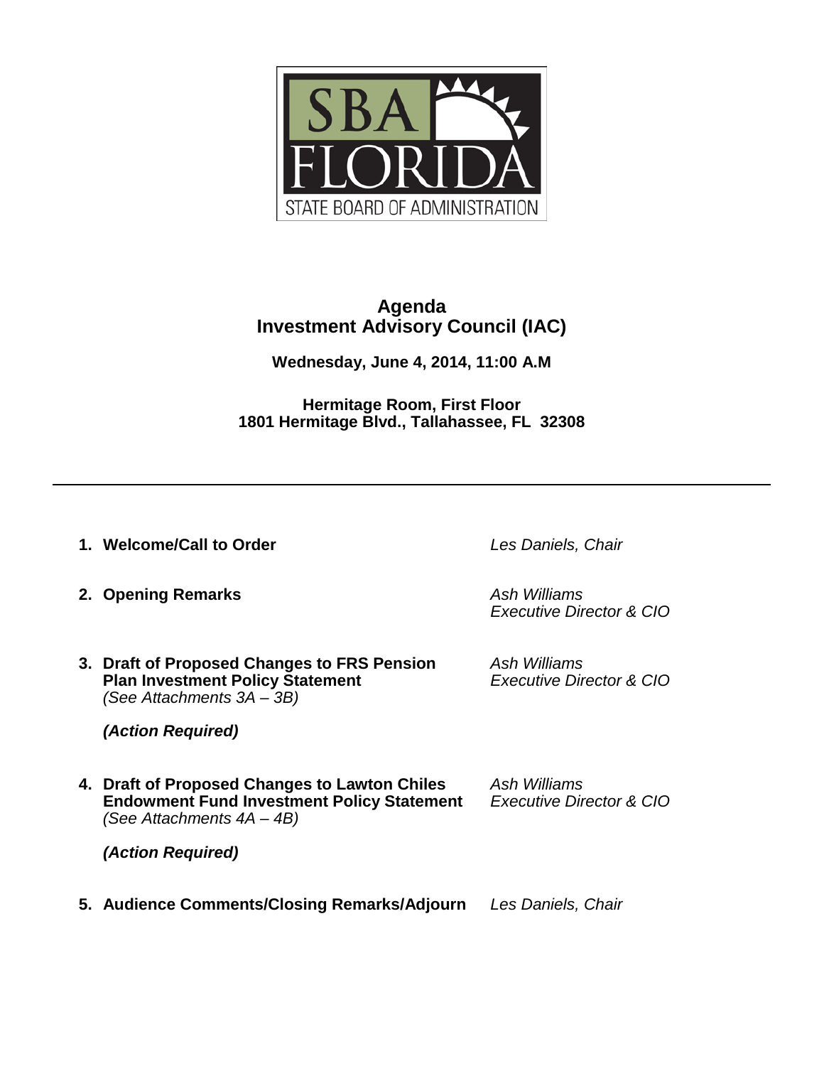SBA FLORIDA
STATE BOARD OF ADMINISTRATION

# Agenda
# Investment Advisory Council (IAC)

**Wednesday, June 4, 2014, 11:00 A.M**

**Hermitage Room, First Floor**
**1801 Hermitage Blvd., Tallahassee, FL 32308**

---

1. **Welcome/Call to Order** — *Les Daniels, Chair*

2. **Opening Remarks** — *Ash Williams, Executive Director & CIO*

3. **Draft of Proposed Changes to FRS Pension Plan Investment Policy Statement** — *Ash Williams, Executive Director & CIO*
   *(See Attachments 3A – 3B)*

   ***(Action Required)***

4. **Draft of Proposed Changes to Lawton Chiles Endowment Fund Investment Policy Statement** — *Ash Williams, Executive Director & CIO*
   *(See Attachments 4A – 4B)*

   ***(Action Required)***

5. **Audience Comments/Closing Remarks/Adjourn** — *Les Daniels, Chair*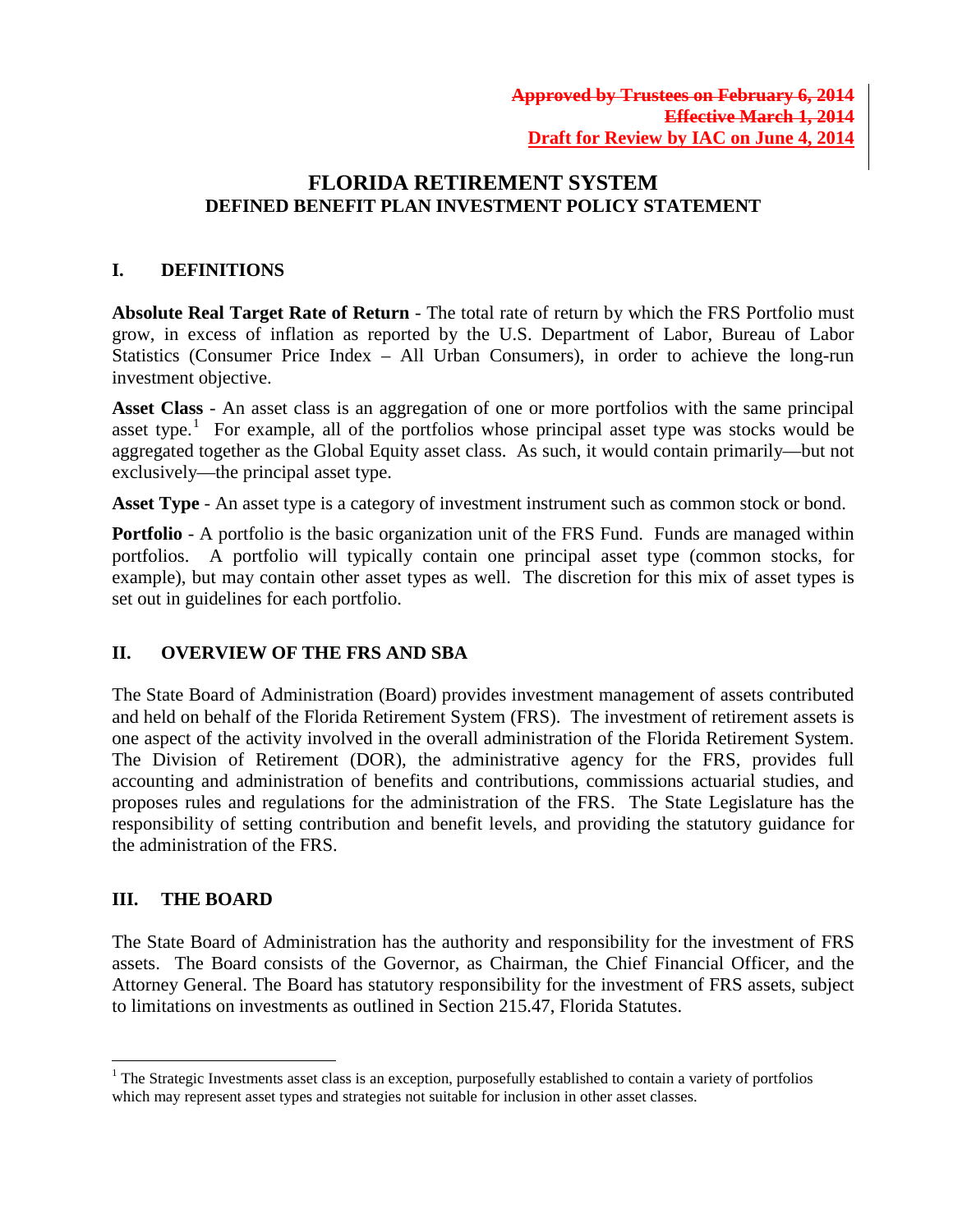~~Approved by Trustees on February 6, 2014~~
~~Effective March 1, 2014~~
Draft for Review by IAC on June 4, 2014

# FLORIDA RETIREMENT SYSTEM
## DEFINED BENEFIT PLAN INVESTMENT POLICY STATEMENT

## I. DEFINITIONS

**Absolute Real Target Rate of Return** - The total rate of return by which the FRS Portfolio must grow, in excess of inflation as reported by the U.S. Department of Labor, Bureau of Labor Statistics (Consumer Price Index – All Urban Consumers), in order to achieve the long-run investment objective.

**Asset Class** - An asset class is an aggregation of one or more portfolios with the same principal asset type.[1] For example, all of the portfolios whose principal asset type was stocks would be aggregated together as the Global Equity asset class. As such, it would contain primarily—but not exclusively—the principal asset type.

**Asset Type** - An asset type is a category of investment instrument such as common stock or bond.

**Portfolio** - A portfolio is the basic organization unit of the FRS Fund. Funds are managed within portfolios. A portfolio will typically contain one principal asset type (common stocks, for example), but may contain other asset types as well. The discretion for this mix of asset types is set out in guidelines for each portfolio.

## II. OVERVIEW OF THE FRS AND SBA

The State Board of Administration (Board) provides investment management of assets contributed and held on behalf of the Florida Retirement System (FRS). The investment of retirement assets is one aspect of the activity involved in the overall administration of the Florida Retirement System. The Division of Retirement (DOR), the administrative agency for the FRS, provides full accounting and administration of benefits and contributions, commissions actuarial studies, and proposes rules and regulations for the administration of the FRS. The State Legislature has the responsibility of setting contribution and benefit levels, and providing the statutory guidance for the administration of the FRS.

## III. THE BOARD

The State Board of Administration has the authority and responsibility for the investment of FRS assets. The Board consists of the Governor, as Chairman, the Chief Financial Officer, and the Attorney General. The Board has statutory responsibility for the investment of FRS assets, subject to limitations on investments as outlined in Section 215.47, Florida Statutes.

---

[1] The Strategic Investments asset class is an exception, purposefully established to contain a variety of portfolios which may represent asset types and strategies not suitable for inclusion in other asset classes.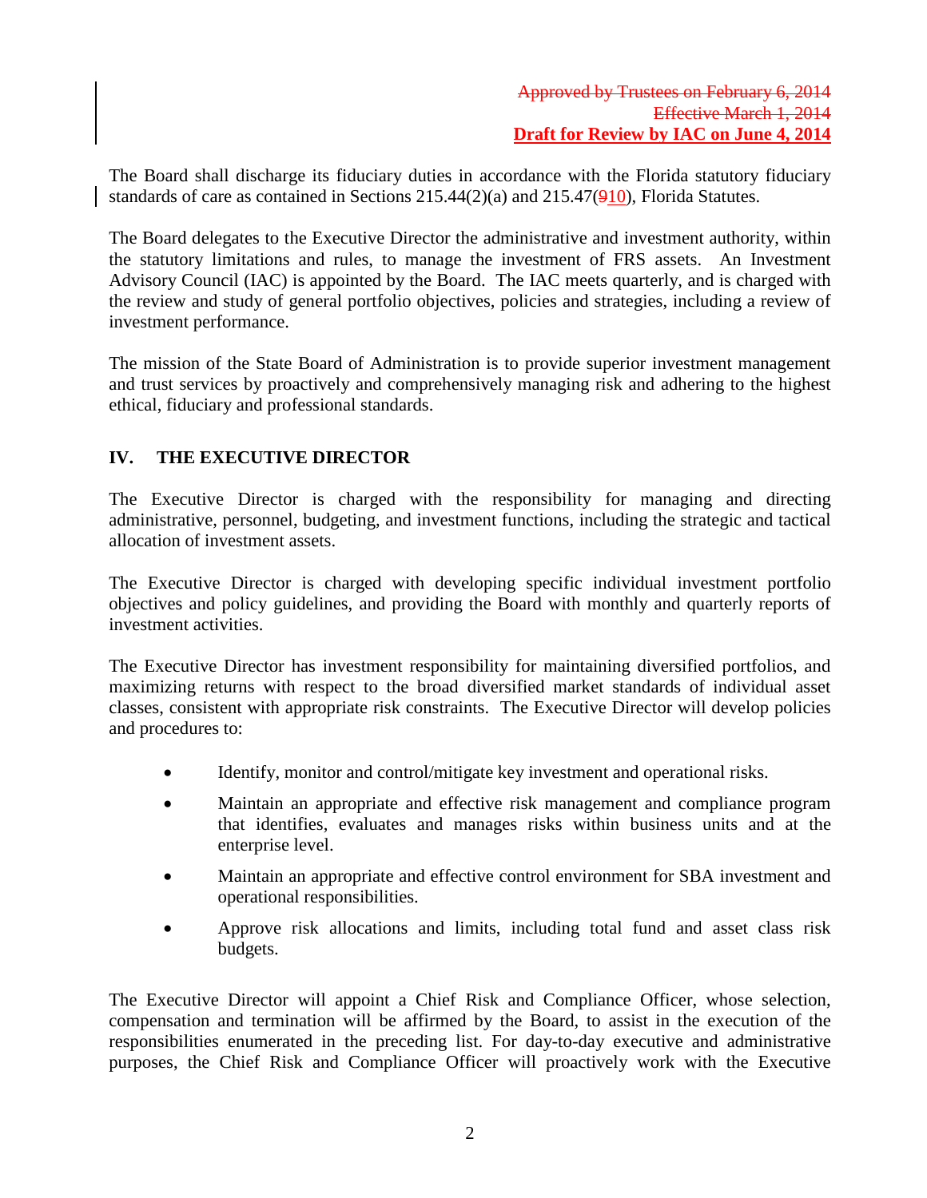~~Approved by Trustees on February 6, 2014~~
~~Effective March 1, 2014~~
**Draft for Review by IAC on June 4, 2014**

The Board shall discharge its fiduciary duties in accordance with the Florida statutory fiduciary standards of care as contained in Sections 215.44(2)(a) and 215.47(~~9~~10), Florida Statutes.

The Board delegates to the Executive Director the administrative and investment authority, within the statutory limitations and rules, to manage the investment of FRS assets. An Investment Advisory Council (IAC) is appointed by the Board. The IAC meets quarterly, and is charged with the review and study of general portfolio objectives, policies and strategies, including a review of investment performance.

The mission of the State Board of Administration is to provide superior investment management and trust services by proactively and comprehensively managing risk and adhering to the highest ethical, fiduciary and professional standards.

## IV. THE EXECUTIVE DIRECTOR

The Executive Director is charged with the responsibility for managing and directing administrative, personnel, budgeting, and investment functions, including the strategic and tactical allocation of investment assets.

The Executive Director is charged with developing specific individual investment portfolio objectives and policy guidelines, and providing the Board with monthly and quarterly reports of investment activities.

The Executive Director has investment responsibility for maintaining diversified portfolios, and maximizing returns with respect to the broad diversified market standards of individual asset classes, consistent with appropriate risk constraints. The Executive Director will develop policies and procedures to:

- Identify, monitor and control/mitigate key investment and operational risks.
- Maintain an appropriate and effective risk management and compliance program that identifies, evaluates and manages risks within business units and at the enterprise level.
- Maintain an appropriate and effective control environment for SBA investment and operational responsibilities.
- Approve risk allocations and limits, including total fund and asset class risk budgets.

The Executive Director will appoint a Chief Risk and Compliance Officer, whose selection, compensation and termination will be affirmed by the Board, to assist in the execution of the responsibilities enumerated in the preceding list. For day-to-day executive and administrative purposes, the Chief Risk and Compliance Officer will proactively work with the Executive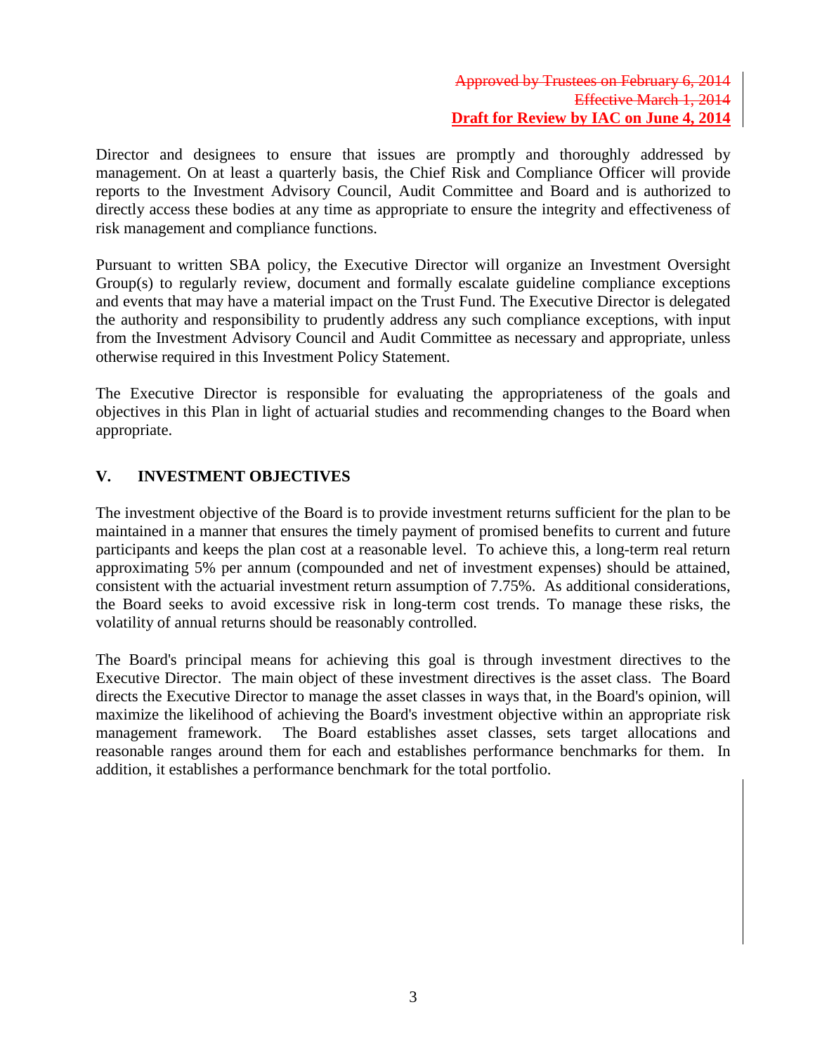Approved by Trustees on February 6, 2014
Effective March 1, 2014
**Draft for Review by IAC on June 4, 2014**

Director and designees to ensure that issues are promptly and thoroughly addressed by management. On at least a quarterly basis, the Chief Risk and Compliance Officer will provide reports to the Investment Advisory Council, Audit Committee and Board and is authorized to directly access these bodies at any time as appropriate to ensure the integrity and effectiveness of risk management and compliance functions.

Pursuant to written SBA policy, the Executive Director will organize an Investment Oversight Group(s) to regularly review, document and formally escalate guideline compliance exceptions and events that may have a material impact on the Trust Fund. The Executive Director is delegated the authority and responsibility to prudently address any such compliance exceptions, with input from the Investment Advisory Council and Audit Committee as necessary and appropriate, unless otherwise required in this Investment Policy Statement.

The Executive Director is responsible for evaluating the appropriateness of the goals and objectives in this Plan in light of actuarial studies and recommending changes to the Board when appropriate.

## V. INVESTMENT OBJECTIVES

The investment objective of the Board is to provide investment returns sufficient for the plan to be maintained in a manner that ensures the timely payment of promised benefits to current and future participants and keeps the plan cost at a reasonable level. To achieve this, a long-term real return approximating 5% per annum (compounded and net of investment expenses) should be attained, consistent with the actuarial investment return assumption of 7.75%. As additional considerations, the Board seeks to avoid excessive risk in long-term cost trends. To manage these risks, the volatility of annual returns should be reasonably controlled.

The Board's principal means for achieving this goal is through investment directives to the Executive Director. The main object of these investment directives is the asset class. The Board directs the Executive Director to manage the asset classes in ways that, in the Board's opinion, will maximize the likelihood of achieving the Board's investment objective within an appropriate risk management framework. The Board establishes asset classes, sets target allocations and reasonable ranges around them for each and establishes performance benchmarks for them. In addition, it establishes a performance benchmark for the total portfolio.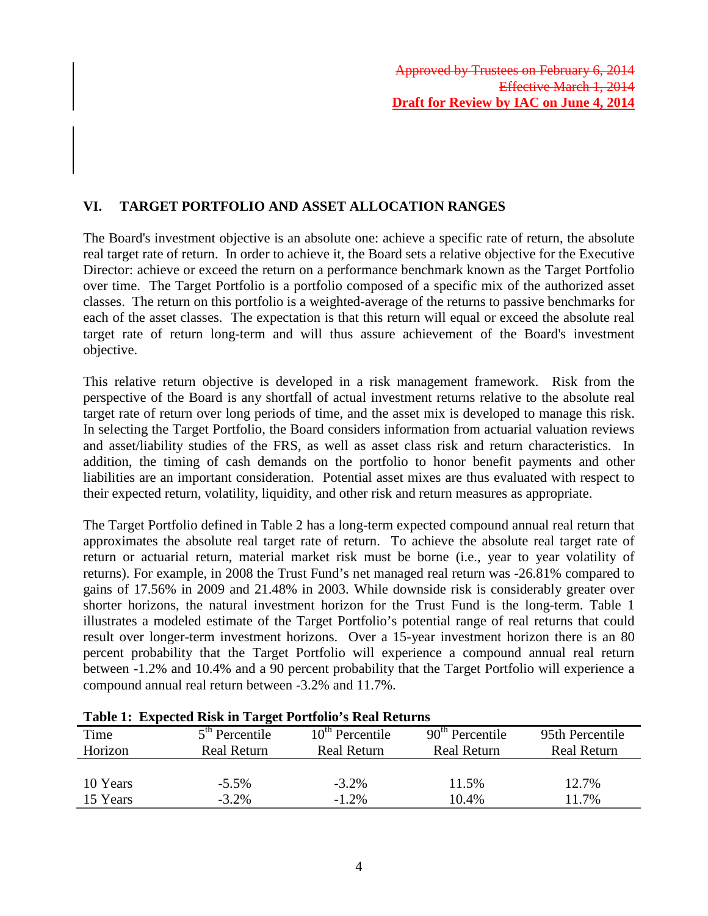~~Approved by Trustees on February 6, 2014~~
~~Effective March 1, 2014~~
**Draft for Review by IAC on June 4, 2014**

## VI. TARGET PORTFOLIO AND ASSET ALLOCATION RANGES

The Board's investment objective is an absolute one: achieve a specific rate of return, the absolute real target rate of return. In order to achieve it, the Board sets a relative objective for the Executive Director: achieve or exceed the return on a performance benchmark known as the Target Portfolio over time. The Target Portfolio is a portfolio composed of a specific mix of the authorized asset classes. The return on this portfolio is a weighted-average of the returns to passive benchmarks for each of the asset classes. The expectation is that this return will equal or exceed the absolute real target rate of return long-term and will thus assure achievement of the Board's investment objective.

This relative return objective is developed in a risk management framework. Risk from the perspective of the Board is any shortfall of actual investment returns relative to the absolute real target rate of return over long periods of time, and the asset mix is developed to manage this risk. In selecting the Target Portfolio, the Board considers information from actuarial valuation reviews and asset/liability studies of the FRS, as well as asset class risk and return characteristics. In addition, the timing of cash demands on the portfolio to honor benefit payments and other liabilities are an important consideration. Potential asset mixes are thus evaluated with respect to their expected return, volatility, liquidity, and other risk and return measures as appropriate.

The Target Portfolio defined in Table 2 has a long-term expected compound annual real return that approximates the absolute real target rate of return. To achieve the absolute real target rate of return or actuarial return, material market risk must be borne (i.e., year to year volatility of returns). For example, in 2008 the Trust Fund's net managed real return was -26.81% compared to gains of 17.56% in 2009 and 21.48% in 2003. While downside risk is considerably greater over shorter horizons, the natural investment horizon for the Trust Fund is the long-term. Table 1 illustrates a modeled estimate of the Target Portfolio's potential range of real returns that could result over longer-term investment horizons. Over a 15-year investment horizon there is an 80 percent probability that the Target Portfolio will experience a compound annual real return between -1.2% and 10.4% and a 90 percent probability that the Target Portfolio will experience a compound annual real return between -3.2% and 11.7%.

**Table 1: Expected Risk in Target Portfolio's Real Returns**

| Time Horizon | 5th Percentile Real Return | 10th Percentile Real Return | 90th Percentile Real Return | 95th Percentile Real Return |
|---|---|---|---|---|
| 10 Years | -5.5% | -3.2% | 11.5% | 12.7% |
| 15 Years | -3.2% | -1.2% | 10.4% | 11.7% |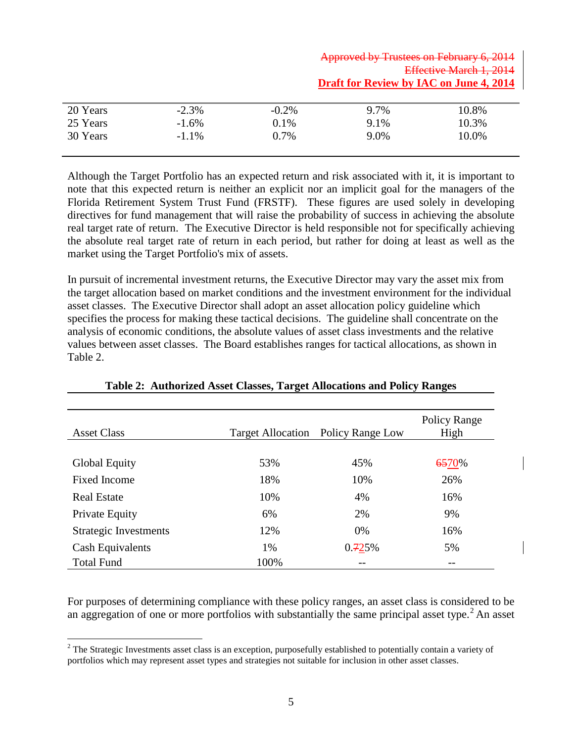Approved by Trustees on February 6, 2014
Effective March 1, 2014
**Draft for Review by IAC on June 4, 2014**

| | | | | |
|---|---|---|---|---|
| 20 Years | -2.3% | -0.2% | 9.7% | 10.8% |
| 25 Years | -1.6% | 0.1% | 9.1% | 10.3% |
| 30 Years | -1.1% | 0.7% | 9.0% | 10.0% |

Although the Target Portfolio has an expected return and risk associated with it, it is important to note that this expected return is neither an explicit nor an implicit goal for the managers of the Florida Retirement System Trust Fund (FRSTF). These figures are used solely in developing directives for fund management that will raise the probability of success in achieving the absolute real target rate of return. The Executive Director is held responsible not for specifically achieving the absolute real target rate of return in each period, but rather for doing at least as well as the market using the Target Portfolio's mix of assets.

In pursuit of incremental investment returns, the Executive Director may vary the asset mix from the target allocation based on market conditions and the investment environment for the individual asset classes. The Executive Director shall adopt an asset allocation policy guideline which specifies the process for making these tactical decisions. The guideline shall concentrate on the analysis of economic conditions, the absolute values of asset class investments and the relative values between asset classes. The Board establishes ranges for tactical allocations, as shown in Table 2.

**Table 2: Authorized Asset Classes, Target Allocations and Policy Ranges**

| Asset Class | Target Allocation | Policy Range Low | Policy Range High |
|---|---|---|---|
| Global Equity | 53% | 45% | ~~65~~70% |
| Fixed Income | 18% | 10% | 26% |
| Real Estate | 10% | 4% | 16% |
| Private Equity | 6% | 2% | 9% |
| Strategic Investments | 12% | 0% | 16% |
| Cash Equivalents | 1% | 0.~~7~~25% | 5% |
| Total Fund | 100% | -- | -- |

For purposes of determining compliance with these policy ranges, an asset class is considered to be an aggregation of one or more portfolios with substantially the same principal asset type.[2] An asset

[2] The Strategic Investments asset class is an exception, purposefully established to potentially contain a variety of portfolios which may represent asset types and strategies not suitable for inclusion in other asset classes.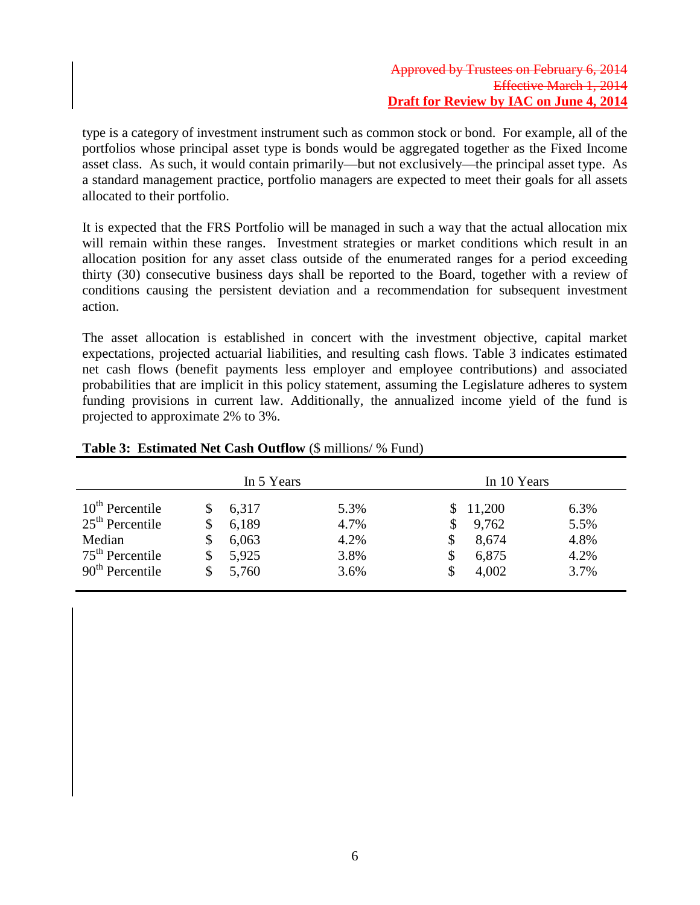~~Approved by Trustees on February 6, 2014~~
~~Effective March 1, 2014~~
**Draft for Review by IAC on June 4, 2014**

type is a category of investment instrument such as common stock or bond. For example, all of the portfolios whose principal asset type is bonds would be aggregated together as the Fixed Income asset class. As such, it would contain primarily—but not exclusively—the principal asset type. As a standard management practice, portfolio managers are expected to meet their goals for all assets allocated to their portfolio.

It is expected that the FRS Portfolio will be managed in such a way that the actual allocation mix will remain within these ranges. Investment strategies or market conditions which result in an allocation position for any asset class outside of the enumerated ranges for a period exceeding thirty (30) consecutive business days shall be reported to the Board, together with a review of conditions causing the persistent deviation and a recommendation for subsequent investment action.

The asset allocation is established in concert with the investment objective, capital market expectations, projected actuarial liabilities, and resulting cash flows. Table 3 indicates estimated net cash flows (benefit payments less employer and employee contributions) and associated probabilities that are implicit in this policy statement, assuming the Legislature adheres to system funding provisions in current law. Additionally, the annualized income yield of the fund is projected to approximate 2% to 3%.

**Table 3: Estimated Net Cash Outflow** ($ millions/ % Fund)

| | In 5 Years | | In 10 Years | |
|---|---|---|---|---|
| 10th Percentile | $ 6,317 | 5.3% | $ 11,200 | 6.3% |
| 25th Percentile | $ 6,189 | 4.7% | $ 9,762 | 5.5% |
| Median | $ 6,063 | 4.2% | $ 8,674 | 4.8% |
| 75th Percentile | $ 5,925 | 3.8% | $ 6,875 | 4.2% |
| 90th Percentile | $ 5,760 | 3.6% | $ 4,002 | 3.7% |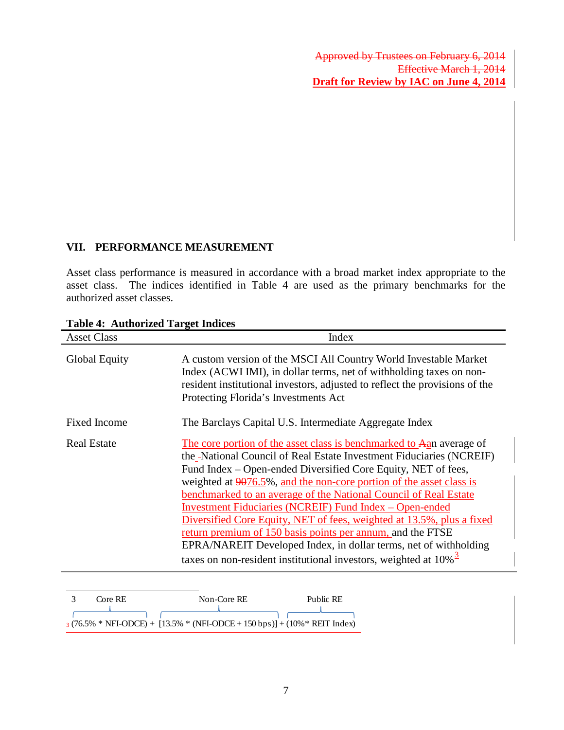Approved by Trustees on February 6, 2014
Effective March 1, 2014
**Draft for Review by IAC on June 4, 2014**

## VII. PERFORMANCE MEASUREMENT

Asset class performance is measured in accordance with a broad market index appropriate to the asset class. The indices identified in Table 4 are used as the primary benchmarks for the authorized asset classes.

**Table 4: Authorized Target Indices**

| Asset Class | Index |
|---|---|
| Global Equity | A custom version of the MSCI All Country World Investable Market Index (ACWI IMI), in dollar terms, net of withholding taxes on non-resident institutional investors, adjusted to reflect the provisions of the Protecting Florida's Investments Act |
| Fixed Income | The Barclays Capital U.S. Intermediate Aggregate Index |
| Real Estate | The core portion of the asset class is benchmarked to Aan average of the -National Council of Real Estate Investment Fiduciaries (NCREIF) Fund Index – Open-ended Diversified Core Equity, NET of fees, weighted at 9076.5%, and the non-core portion of the asset class is benchmarked to an average of the National Council of Real Estate Investment Fiduciaries (NCREIF) Fund Index – Open-ended Diversified Core Equity, NET of fees, weighted at 13.5%, plus a fixed return premium of 150 basis points per annum, and the FTSE EPRA/NAREIT Developed Index, in dollar terms, net of withholding taxes on non-resident institutional investors, weighted at 10%[3] |

[3] Core RE + Non-Core RE + Public RE:
(76.5% * NFI-ODCE) + [13.5% * (NFI-ODCE + 150 bps)] + (10%* REIT Index)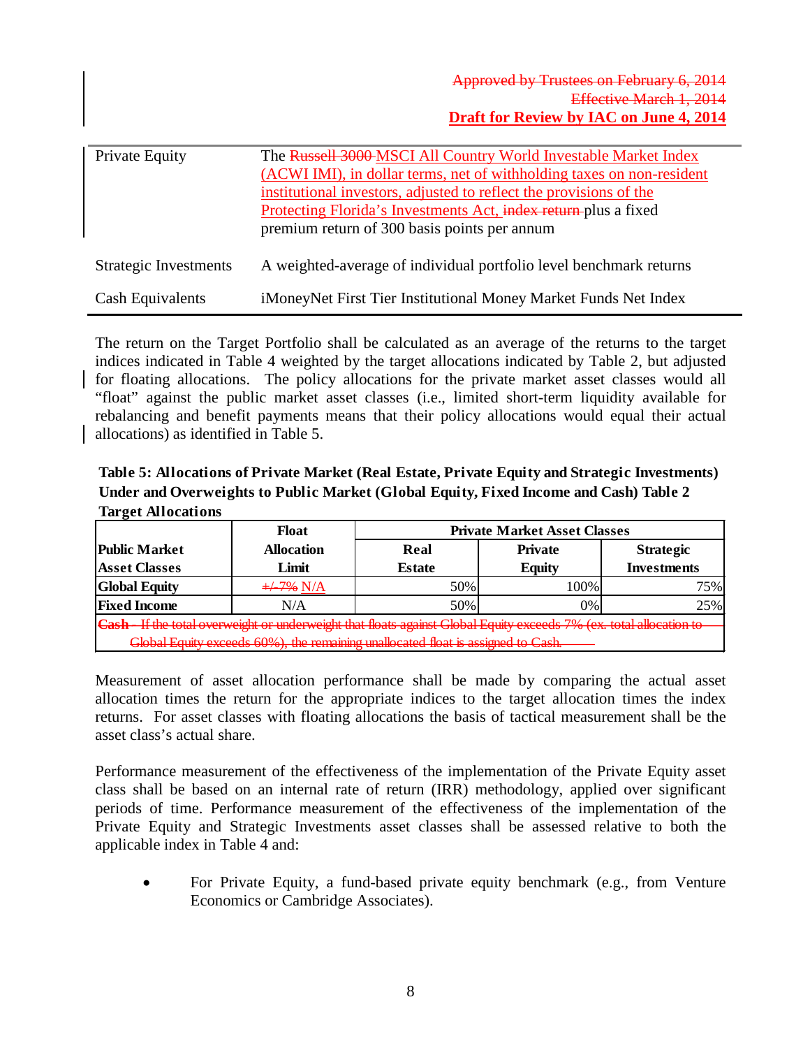Approved by Trustees on February 6, 2014
Effective March 1, 2014
**Draft for Review by IAC on June 4, 2014**

| | |
|---|---|
| Private Equity | The Russell 3000 MSCI All Country World Investable Market Index (ACWI IMI), in dollar terms, net of withholding taxes on non-resident institutional investors, adjusted to reflect the provisions of the Protecting Florida's Investments Act, index return plus a fixed premium return of 300 basis points per annum |
| Strategic Investments | A weighted-average of individual portfolio level benchmark returns |
| Cash Equivalents | iMoneyNet First Tier Institutional Money Market Funds Net Index |

The return on the Target Portfolio shall be calculated as an average of the returns to the target indices indicated in Table 4 weighted by the target allocations indicated by Table 2, but adjusted for floating allocations. The policy allocations for the private market asset classes would all "float" against the public market asset classes (i.e., limited short-term liquidity available for rebalancing and benefit payments means that their policy allocations would equal their actual allocations) as identified in Table 5.

**Table 5: Allocations of Private Market (Real Estate, Private Equity and Strategic Investments) Under and Overweights to Public Market (Global Equity, Fixed Income and Cash) Table 2 Target Allocations**

| Public Market Asset Classes | Float Allocation Limit | Private Market Asset Classes: Real Estate | Private Equity | Strategic Investments |
|---|---|---|---|---|
| **Global Equity** | +/-7% N/A | 50% | 100% | 75% |
| **Fixed Income** | N/A | 50% | 0% | 25% |
| **Cash** – If the total overweight or underweight that floats against Global Equity exceeds 7% (ex. total allocation to Global Equity exceeds 60%), the remaining unallocated float is assigned to Cash. | | | | |

Measurement of asset allocation performance shall be made by comparing the actual asset allocation times the return for the appropriate indices to the target allocation times the index returns. For asset classes with floating allocations the basis of tactical measurement shall be the asset class's actual share.

Performance measurement of the effectiveness of the implementation of the Private Equity asset class shall be based on an internal rate of return (IRR) methodology, applied over significant periods of time. Performance measurement of the effectiveness of the implementation of the Private Equity and Strategic Investments asset classes shall be assessed relative to both the applicable index in Table 4 and:

- For Private Equity, a fund-based private equity benchmark (e.g., from Venture Economics or Cambridge Associates).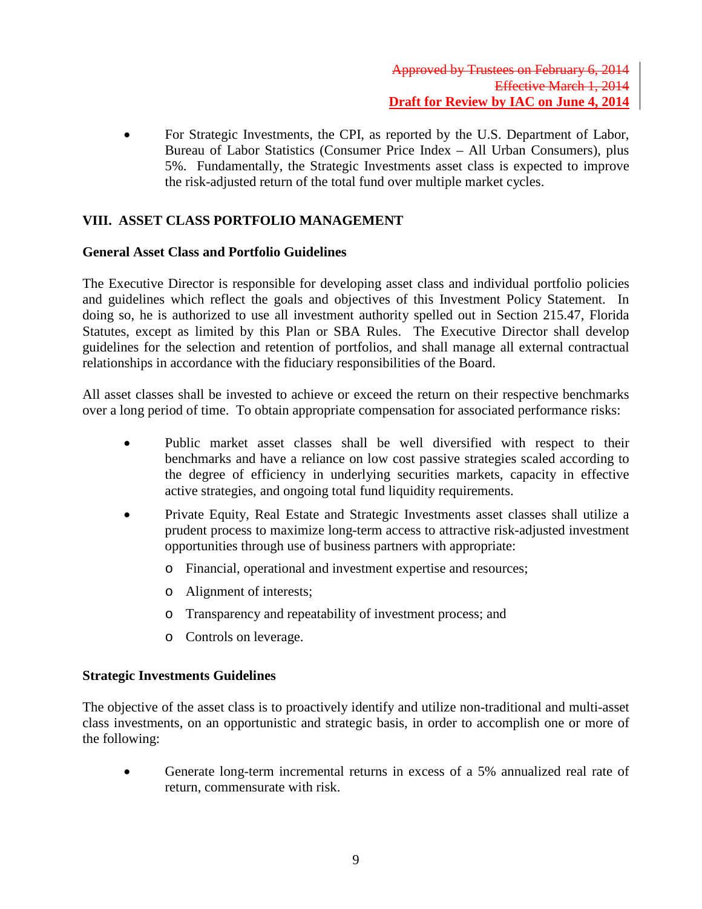- For Strategic Investments, the CPI, as reported by the U.S. Department of Labor, Bureau of Labor Statistics (Consumer Price Index – All Urban Consumers), plus 5%. Fundamentally, the Strategic Investments asset class is expected to improve the risk-adjusted return of the total fund over multiple market cycles.

## VIII. ASSET CLASS PORTFOLIO MANAGEMENT

### General Asset Class and Portfolio Guidelines

The Executive Director is responsible for developing asset class and individual portfolio policies and guidelines which reflect the goals and objectives of this Investment Policy Statement. In doing so, he is authorized to use all investment authority spelled out in Section 215.47, Florida Statutes, except as limited by this Plan or SBA Rules. The Executive Director shall develop guidelines for the selection and retention of portfolios, and shall manage all external contractual relationships in accordance with the fiduciary responsibilities of the Board.

All asset classes shall be invested to achieve or exceed the return on their respective benchmarks over a long period of time. To obtain appropriate compensation for associated performance risks:

- Public market asset classes shall be well diversified with respect to their benchmarks and have a reliance on low cost passive strategies scaled according to the degree of efficiency in underlying securities markets, capacity in effective active strategies, and ongoing total fund liquidity requirements.
- Private Equity, Real Estate and Strategic Investments asset classes shall utilize a prudent process to maximize long-term access to attractive risk-adjusted investment opportunities through use of business partners with appropriate:
  - Financial, operational and investment expertise and resources;
  - Alignment of interests;
  - Transparency and repeatability of investment process; and
  - Controls on leverage.

### Strategic Investments Guidelines

The objective of the asset class is to proactively identify and utilize non-traditional and multi-asset class investments, on an opportunistic and strategic basis, in order to accomplish one or more of the following:

- Generate long-term incremental returns in excess of a 5% annualized real rate of return, commensurate with risk.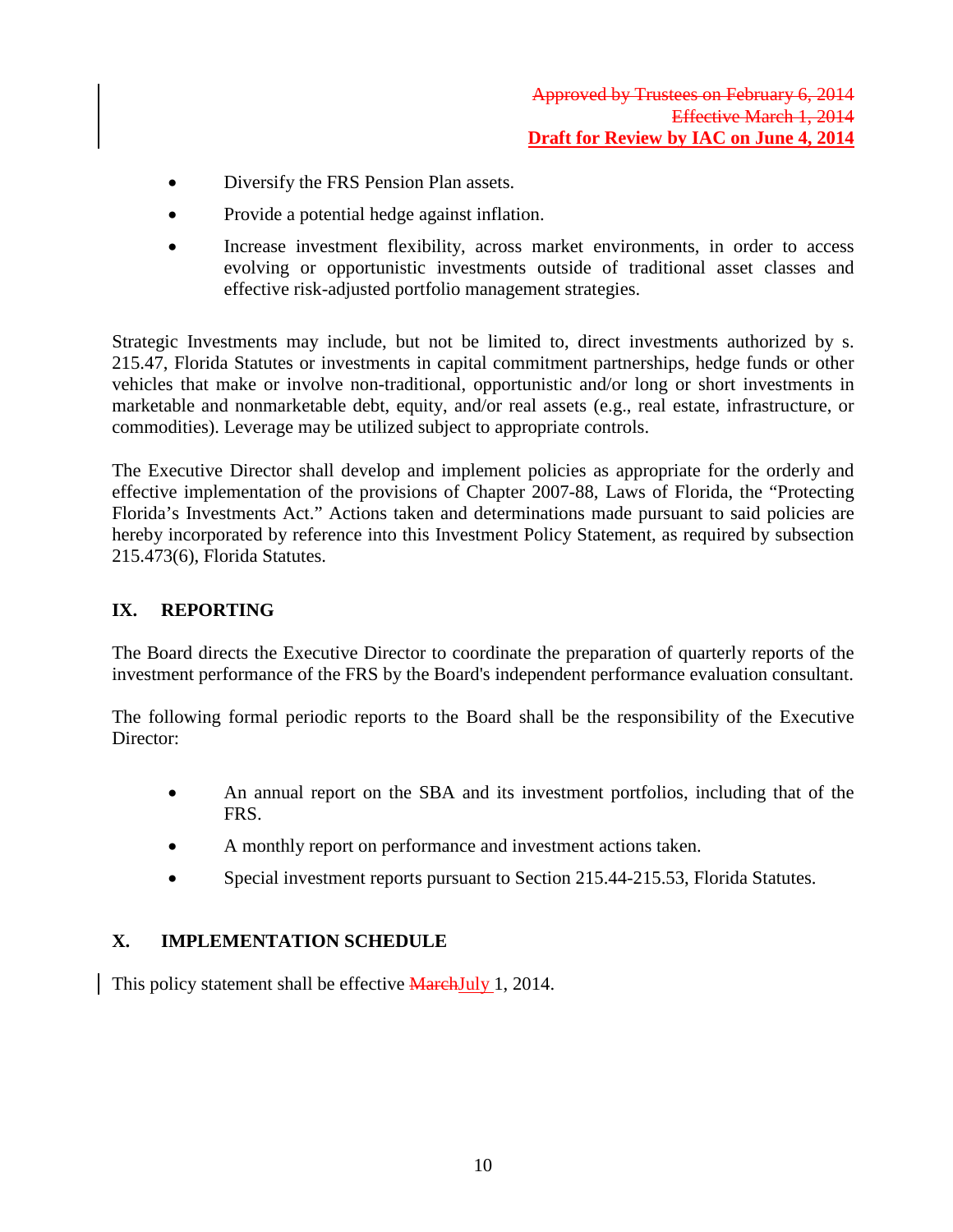~~Approved by Trustees on February 6, 2014~~
~~Effective March 1, 2014~~
**Draft for Review by IAC on June 4, 2014**

- Diversify the FRS Pension Plan assets.
- Provide a potential hedge against inflation.
- Increase investment flexibility, across market environments, in order to access evolving or opportunistic investments outside of traditional asset classes and effective risk-adjusted portfolio management strategies.

Strategic Investments may include, but not be limited to, direct investments authorized by s. 215.47, Florida Statutes or investments in capital commitment partnerships, hedge funds or other vehicles that make or involve non-traditional, opportunistic and/or long or short investments in marketable and nonmarketable debt, equity, and/or real assets (e.g., real estate, infrastructure, or commodities). Leverage may be utilized subject to appropriate controls.

The Executive Director shall develop and implement policies as appropriate for the orderly and effective implementation of the provisions of Chapter 2007-88, Laws of Florida, the "Protecting Florida's Investments Act." Actions taken and determinations made pursuant to said policies are hereby incorporated by reference into this Investment Policy Statement, as required by subsection 215.473(6), Florida Statutes.

## IX. REPORTING

The Board directs the Executive Director to coordinate the preparation of quarterly reports of the investment performance of the FRS by the Board's independent performance evaluation consultant.

The following formal periodic reports to the Board shall be the responsibility of the Executive Director:

- An annual report on the SBA and its investment portfolios, including that of the FRS.
- A monthly report on performance and investment actions taken.
- Special investment reports pursuant to Section 215.44-215.53, Florida Statutes.

## X. IMPLEMENTATION SCHEDULE

This policy statement shall be effective ~~March~~July 1, 2014.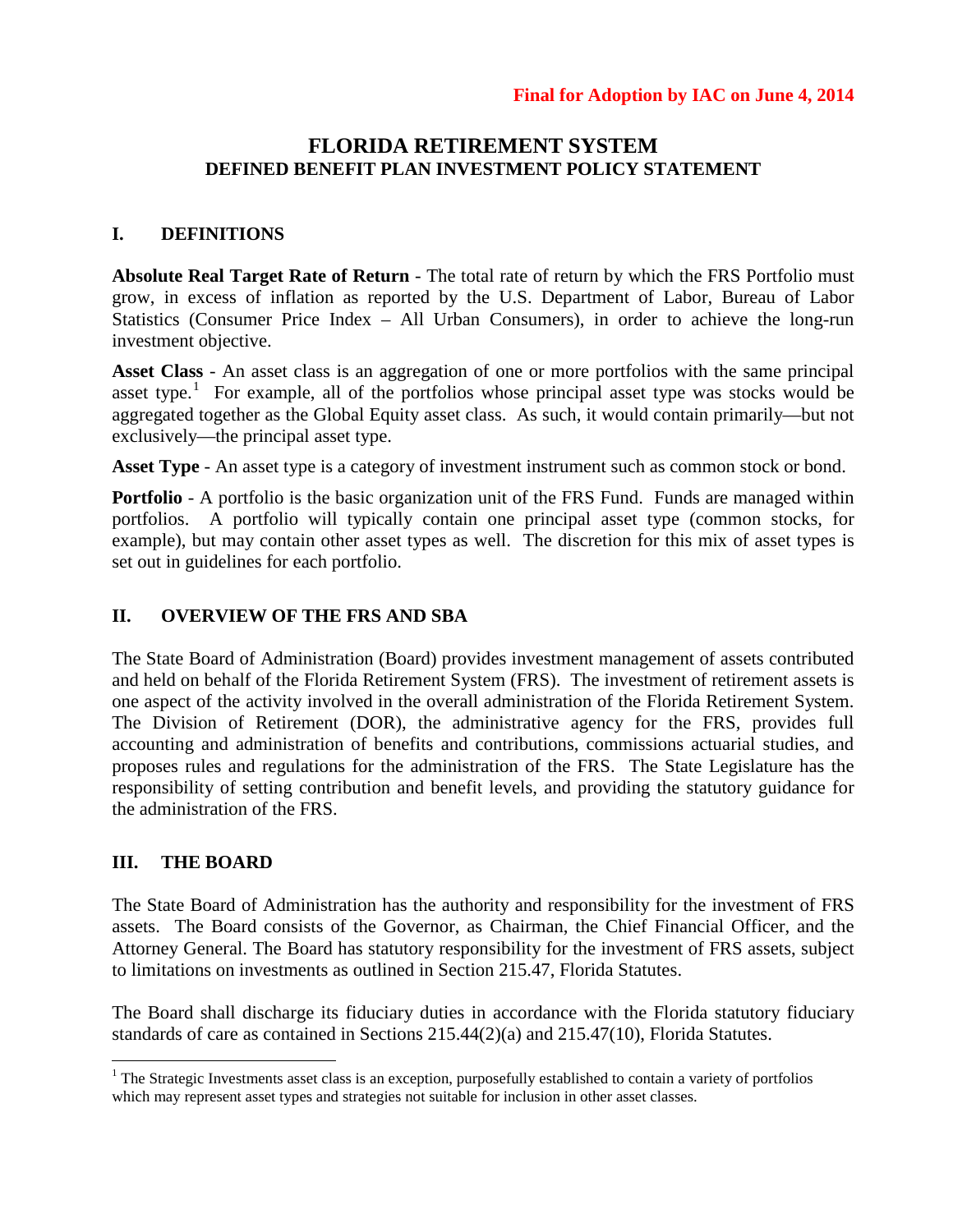**Final for Adoption by IAC on June 4, 2014**

# FLORIDA RETIREMENT SYSTEM
## DEFINED BENEFIT PLAN INVESTMENT POLICY STATEMENT

## I. DEFINITIONS

**Absolute Real Target Rate of Return** - The total rate of return by which the FRS Portfolio must grow, in excess of inflation as reported by the U.S. Department of Labor, Bureau of Labor Statistics (Consumer Price Index – All Urban Consumers), in order to achieve the long-run investment objective.

**Asset Class** - An asset class is an aggregation of one or more portfolios with the same principal asset type.[1] For example, all of the portfolios whose principal asset type was stocks would be aggregated together as the Global Equity asset class. As such, it would contain primarily—but not exclusively—the principal asset type.

**Asset Type** - An asset type is a category of investment instrument such as common stock or bond.

**Portfolio** - A portfolio is the basic organization unit of the FRS Fund. Funds are managed within portfolios. A portfolio will typically contain one principal asset type (common stocks, for example), but may contain other asset types as well. The discretion for this mix of asset types is set out in guidelines for each portfolio.

## II. OVERVIEW OF THE FRS AND SBA

The State Board of Administration (Board) provides investment management of assets contributed and held on behalf of the Florida Retirement System (FRS). The investment of retirement assets is one aspect of the activity involved in the overall administration of the Florida Retirement System. The Division of Retirement (DOR), the administrative agency for the FRS, provides full accounting and administration of benefits and contributions, commissions actuarial studies, and proposes rules and regulations for the administration of the FRS. The State Legislature has the responsibility of setting contribution and benefit levels, and providing the statutory guidance for the administration of the FRS.

## III. THE BOARD

The State Board of Administration has the authority and responsibility for the investment of FRS assets. The Board consists of the Governor, as Chairman, the Chief Financial Officer, and the Attorney General. The Board has statutory responsibility for the investment of FRS assets, subject to limitations on investments as outlined in Section 215.47, Florida Statutes.

The Board shall discharge its fiduciary duties in accordance with the Florida statutory fiduciary standards of care as contained in Sections 215.44(2)(a) and 215.47(10), Florida Statutes.

---

[1] The Strategic Investments asset class is an exception, purposefully established to contain a variety of portfolios which may represent asset types and strategies not suitable for inclusion in other asset classes.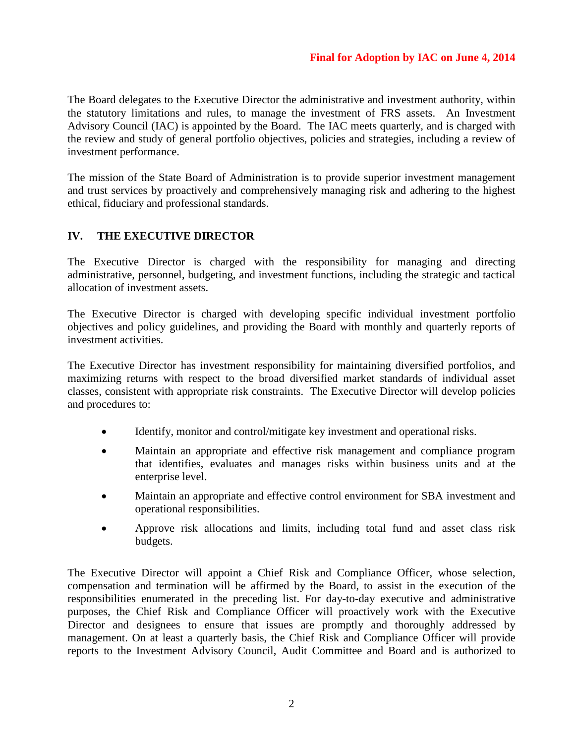The Board delegates to the Executive Director the administrative and investment authority, within the statutory limitations and rules, to manage the investment of FRS assets. An Investment Advisory Council (IAC) is appointed by the Board. The IAC meets quarterly, and is charged with the review and study of general portfolio objectives, policies and strategies, including a review of investment performance.

The mission of the State Board of Administration is to provide superior investment management and trust services by proactively and comprehensively managing risk and adhering to the highest ethical, fiduciary and professional standards.

## IV. THE EXECUTIVE DIRECTOR

The Executive Director is charged with the responsibility for managing and directing administrative, personnel, budgeting, and investment functions, including the strategic and tactical allocation of investment assets.

The Executive Director is charged with developing specific individual investment portfolio objectives and policy guidelines, and providing the Board with monthly and quarterly reports of investment activities.

The Executive Director has investment responsibility for maintaining diversified portfolios, and maximizing returns with respect to the broad diversified market standards of individual asset classes, consistent with appropriate risk constraints. The Executive Director will develop policies and procedures to:

- Identify, monitor and control/mitigate key investment and operational risks.
- Maintain an appropriate and effective risk management and compliance program that identifies, evaluates and manages risks within business units and at the enterprise level.
- Maintain an appropriate and effective control environment for SBA investment and operational responsibilities.
- Approve risk allocations and limits, including total fund and asset class risk budgets.

The Executive Director will appoint a Chief Risk and Compliance Officer, whose selection, compensation and termination will be affirmed by the Board, to assist in the execution of the responsibilities enumerated in the preceding list. For day-to-day executive and administrative purposes, the Chief Risk and Compliance Officer will proactively work with the Executive Director and designees to ensure that issues are promptly and thoroughly addressed by management. On at least a quarterly basis, the Chief Risk and Compliance Officer will provide reports to the Investment Advisory Council, Audit Committee and Board and is authorized to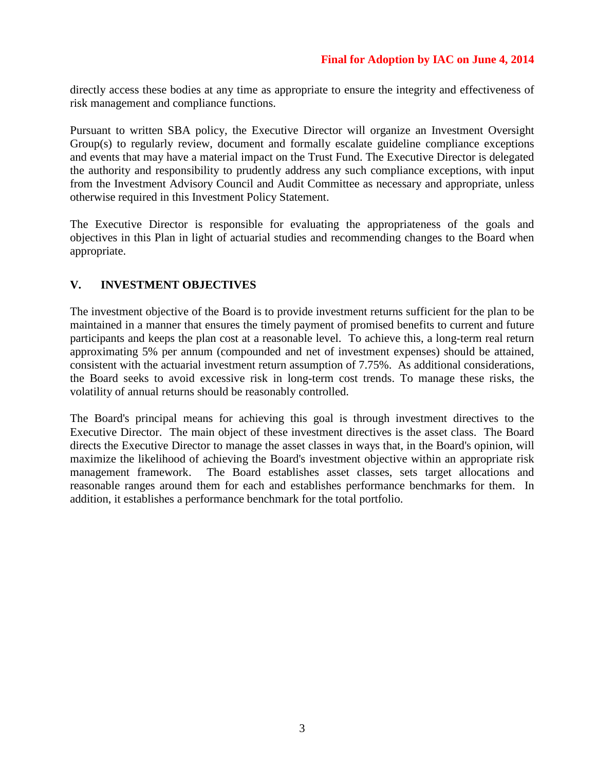directly access these bodies at any time as appropriate to ensure the integrity and effectiveness of risk management and compliance functions.

Pursuant to written SBA policy, the Executive Director will organize an Investment Oversight Group(s) to regularly review, document and formally escalate guideline compliance exceptions and events that may have a material impact on the Trust Fund. The Executive Director is delegated the authority and responsibility to prudently address any such compliance exceptions, with input from the Investment Advisory Council and Audit Committee as necessary and appropriate, unless otherwise required in this Investment Policy Statement.

The Executive Director is responsible for evaluating the appropriateness of the goals and objectives in this Plan in light of actuarial studies and recommending changes to the Board when appropriate.

## V. INVESTMENT OBJECTIVES

The investment objective of the Board is to provide investment returns sufficient for the plan to be maintained in a manner that ensures the timely payment of promised benefits to current and future participants and keeps the plan cost at a reasonable level. To achieve this, a long-term real return approximating 5% per annum (compounded and net of investment expenses) should be attained, consistent with the actuarial investment return assumption of 7.75%. As additional considerations, the Board seeks to avoid excessive risk in long-term cost trends. To manage these risks, the volatility of annual returns should be reasonably controlled.

The Board's principal means for achieving this goal is through investment directives to the Executive Director. The main object of these investment directives is the asset class. The Board directs the Executive Director to manage the asset classes in ways that, in the Board's opinion, will maximize the likelihood of achieving the Board's investment objective within an appropriate risk management framework. The Board establishes asset classes, sets target allocations and reasonable ranges around them for each and establishes performance benchmarks for them. In addition, it establishes a performance benchmark for the total portfolio.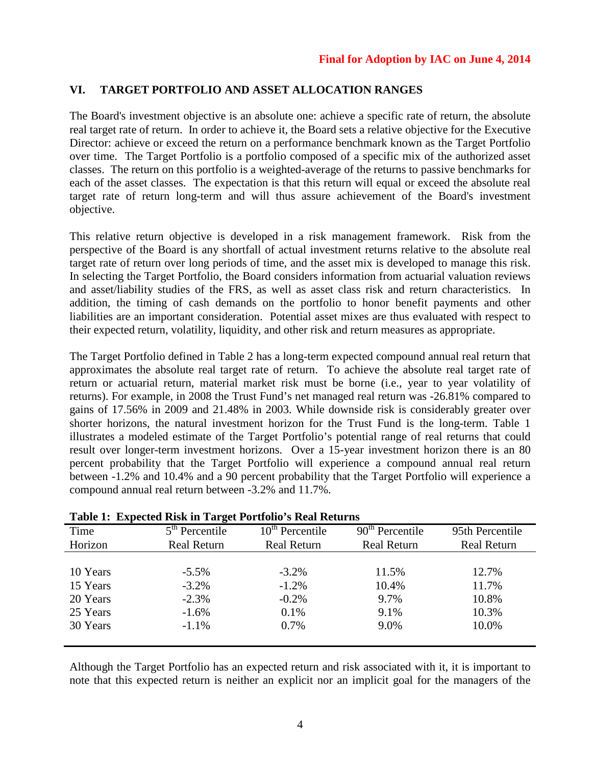**Final for Adoption by IAC on June 4, 2014**

## VI. TARGET PORTFOLIO AND ASSET ALLOCATION RANGES

The Board's investment objective is an absolute one: achieve a specific rate of return, the absolute real target rate of return. In order to achieve it, the Board sets a relative objective for the Executive Director: achieve or exceed the return on a performance benchmark known as the Target Portfolio over time. The Target Portfolio is a portfolio composed of a specific mix of the authorized asset classes. The return on this portfolio is a weighted-average of the returns to passive benchmarks for each of the asset classes. The expectation is that this return will equal or exceed the absolute real target rate of return long-term and will thus assure achievement of the Board's investment objective.

This relative return objective is developed in a risk management framework. Risk from the perspective of the Board is any shortfall of actual investment returns relative to the absolute real target rate of return over long periods of time, and the asset mix is developed to manage this risk. In selecting the Target Portfolio, the Board considers information from actuarial valuation reviews and asset/liability studies of the FRS, as well as asset class risk and return characteristics. In addition, the timing of cash demands on the portfolio to honor benefit payments and other liabilities are an important consideration. Potential asset mixes are thus evaluated with respect to their expected return, volatility, liquidity, and other risk and return measures as appropriate.

The Target Portfolio defined in Table 2 has a long-term expected compound annual real return that approximates the absolute real target rate of return. To achieve the absolute real target rate of return or actuarial return, material market risk must be borne (i.e., year to year volatility of returns). For example, in 2008 the Trust Fund's net managed real return was -26.81% compared to gains of 17.56% in 2009 and 21.48% in 2003. While downside risk is considerably greater over shorter horizons, the natural investment horizon for the Trust Fund is the long-term. Table 1 illustrates a modeled estimate of the Target Portfolio's potential range of real returns that could result over longer-term investment horizons. Over a 15-year investment horizon there is an 80 percent probability that the Target Portfolio will experience a compound annual real return between -1.2% and 10.4% and a 90 percent probability that the Target Portfolio will experience a compound annual real return between -3.2% and 11.7%.

**Table 1: Expected Risk in Target Portfolio's Real Returns**

| Time Horizon | 5th Percentile Real Return | 10th Percentile Real Return | 90th Percentile Real Return | 95th Percentile Real Return |
|---|---|---|---|---|
| 10 Years | -5.5% | -3.2% | 11.5% | 12.7% |
| 15 Years | -3.2% | -1.2% | 10.4% | 11.7% |
| 20 Years | -2.3% | -0.2% | 9.7% | 10.8% |
| 25 Years | -1.6% | 0.1% | 9.1% | 10.3% |
| 30 Years | -1.1% | 0.7% | 9.0% | 10.0% |

Although the Target Portfolio has an expected return and risk associated with it, it is important to note that this expected return is neither an explicit nor an implicit goal for the managers of the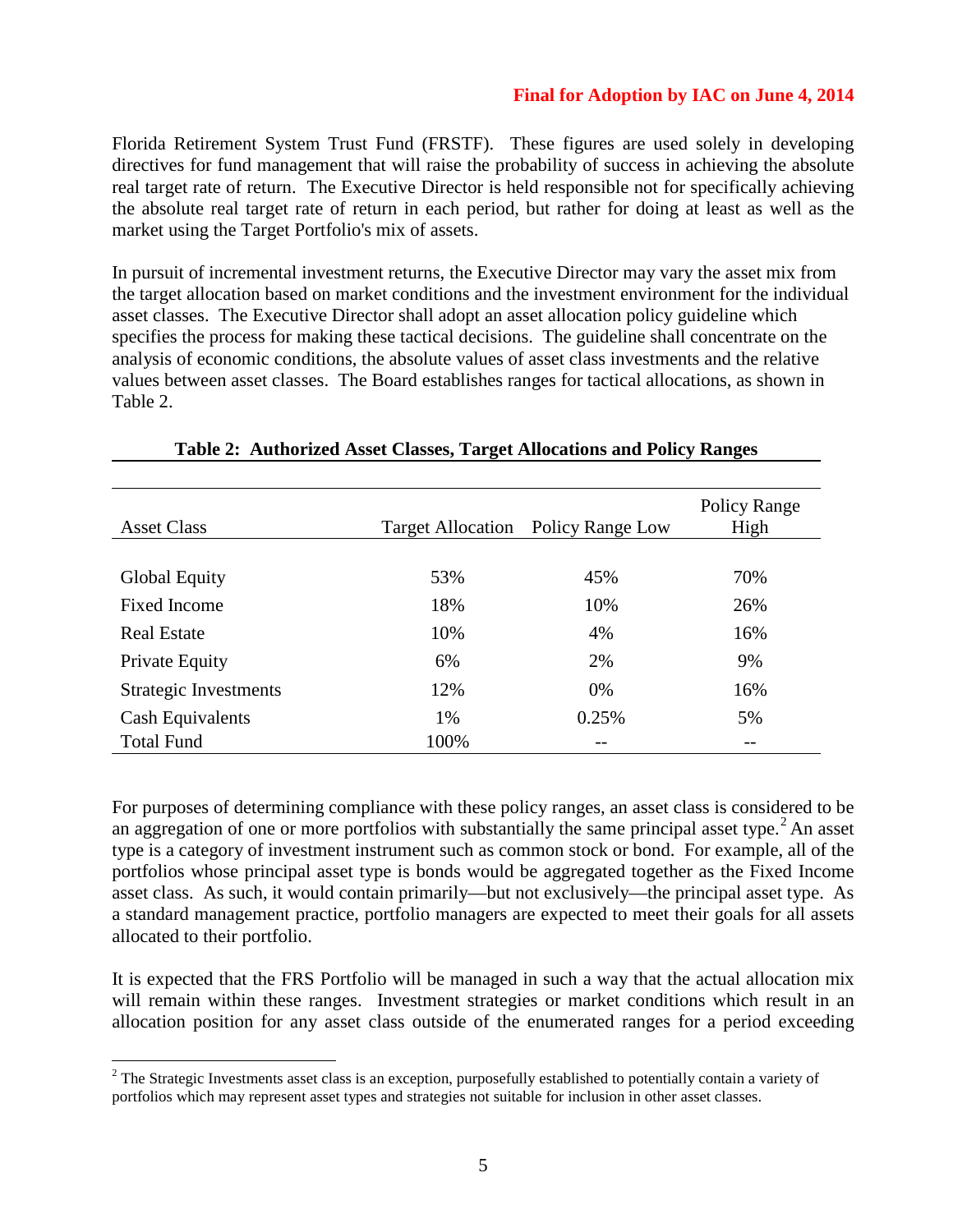Florida Retirement System Trust Fund (FRSTF). These figures are used solely in developing directives for fund management that will raise the probability of success in achieving the absolute real target rate of return. The Executive Director is held responsible not for specifically achieving the absolute real target rate of return in each period, but rather for doing at least as well as the market using the Target Portfolio's mix of assets.

In pursuit of incremental investment returns, the Executive Director may vary the asset mix from the target allocation based on market conditions and the investment environment for the individual asset classes. The Executive Director shall adopt an asset allocation policy guideline which specifies the process for making these tactical decisions. The guideline shall concentrate on the analysis of economic conditions, the absolute values of asset class investments and the relative values between asset classes. The Board establishes ranges for tactical allocations, as shown in Table 2.

**Table 2: Authorized Asset Classes, Target Allocations and Policy Ranges**

| Asset Class | Target Allocation | Policy Range Low | Policy Range High |
|---|---|---|---|
| Global Equity | 53% | 45% | 70% |
| Fixed Income | 18% | 10% | 26% |
| Real Estate | 10% | 4% | 16% |
| Private Equity | 6% | 2% | 9% |
| Strategic Investments | 12% | 0% | 16% |
| Cash Equivalents | 1% | 0.25% | 5% |
| Total Fund | 100% | -- | -- |

For purposes of determining compliance with these policy ranges, an asset class is considered to be an aggregation of one or more portfolios with substantially the same principal asset type.[2] An asset type is a category of investment instrument such as common stock or bond. For example, all of the portfolios whose principal asset type is bonds would be aggregated together as the Fixed Income asset class. As such, it would contain primarily—but not exclusively—the principal asset type. As a standard management practice, portfolio managers are expected to meet their goals for all assets allocated to their portfolio.

It is expected that the FRS Portfolio will be managed in such a way that the actual allocation mix will remain within these ranges. Investment strategies or market conditions which result in an allocation position for any asset class outside of the enumerated ranges for a period exceeding

[2] The Strategic Investments asset class is an exception, purposefully established to potentially contain a variety of portfolios which may represent asset types and strategies not suitable for inclusion in other asset classes.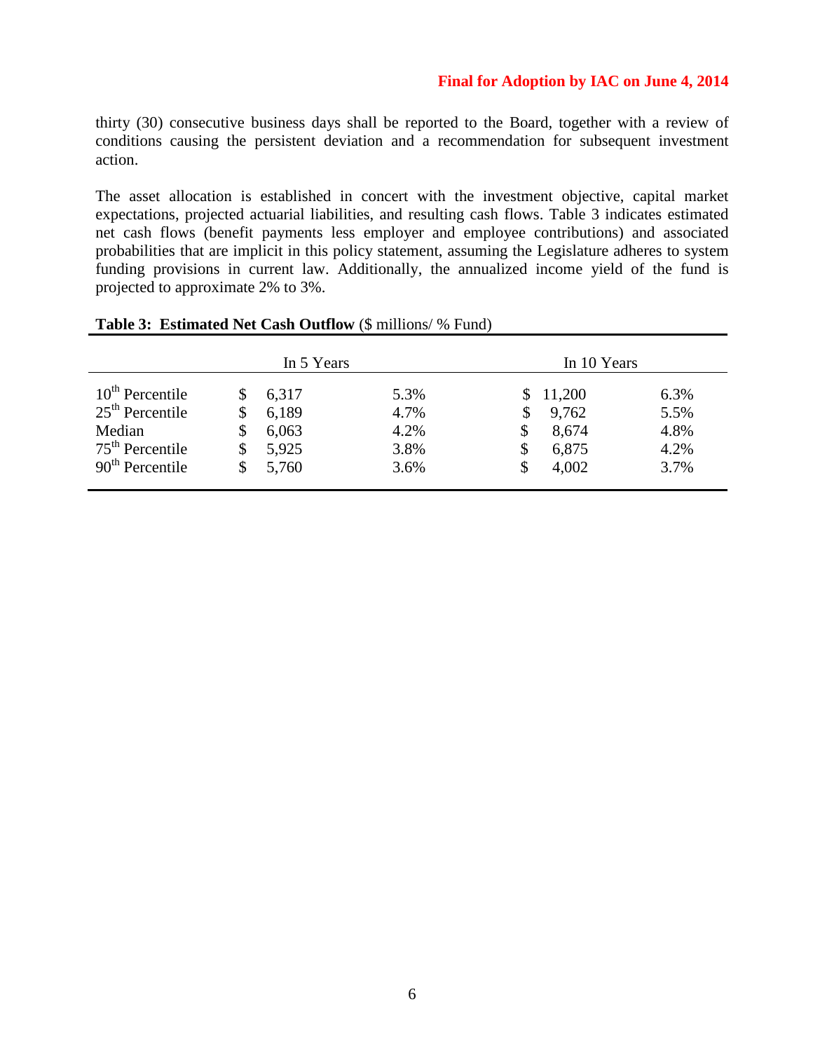thirty (30) consecutive business days shall be reported to the Board, together with a review of conditions causing the persistent deviation and a recommendation for subsequent investment action.

The asset allocation is established in concert with the investment objective, capital market expectations, projected actuarial liabilities, and resulting cash flows. Table 3 indicates estimated net cash flows (benefit payments less employer and employee contributions) and associated probabilities that are implicit in this policy statement, assuming the Legislature adheres to system funding provisions in current law. Additionally, the annualized income yield of the fund is projected to approximate 2% to 3%.

**Table 3: Estimated Net Cash Outflow** ($ millions/ % Fund)

| | In 5 Years | | In 10 Years | |
|---|---|---|---|---|
| 10th Percentile | $ 6,317 | 5.3% | $ 11,200 | 6.3% |
| 25th Percentile | $ 6,189 | 4.7% | $ 9,762 | 5.5% |
| Median | $ 6,063 | 4.2% | $ 8,674 | 4.8% |
| 75th Percentile | $ 5,925 | 3.8% | $ 6,875 | 4.2% |
| 90th Percentile | $ 5,760 | 3.6% | $ 4,002 | 3.7% |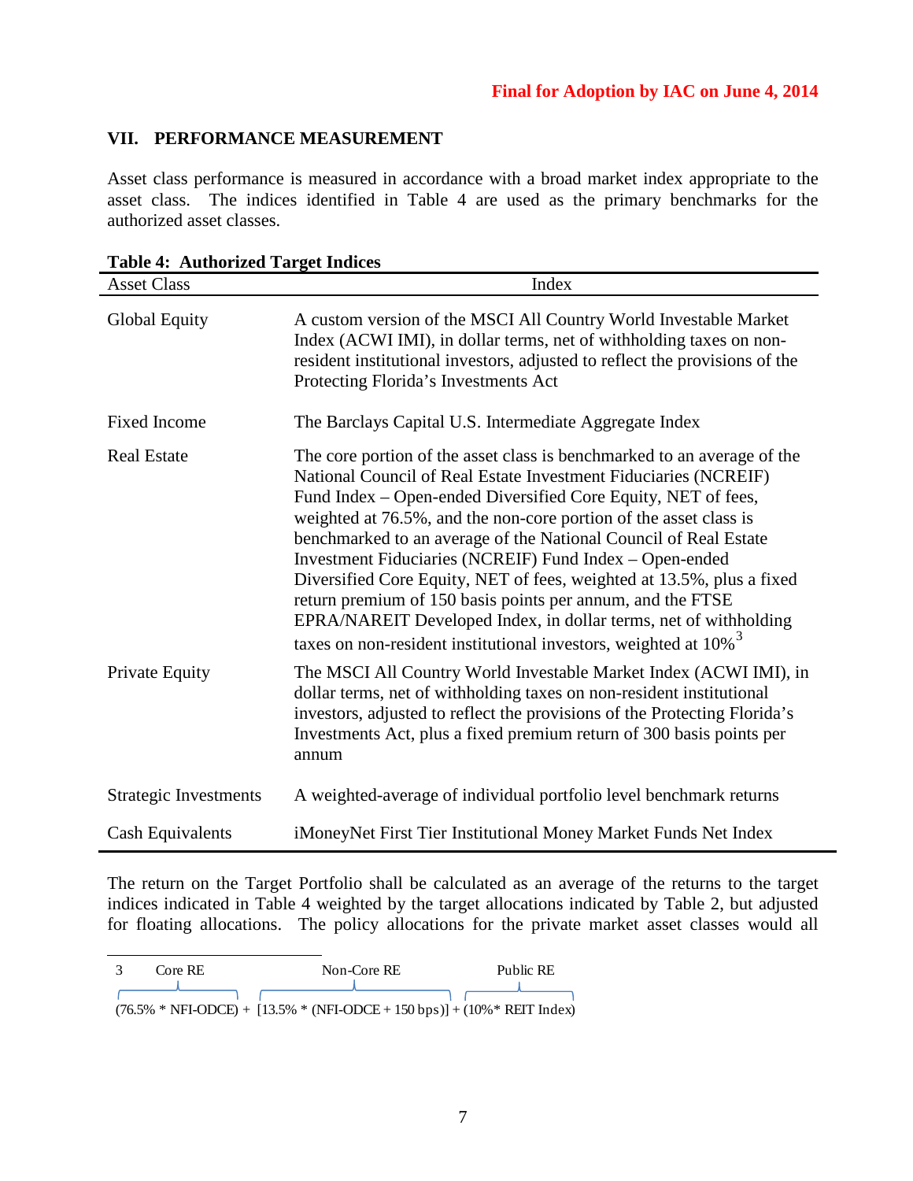**Final for Adoption by IAC on June 4, 2014**

## VII. PERFORMANCE MEASUREMENT

Asset class performance is measured in accordance with a broad market index appropriate to the asset class. The indices identified in Table 4 are used as the primary benchmarks for the authorized asset classes.

**Table 4: Authorized Target Indices**

| Asset Class | Index |
|---|---|
| Global Equity | A custom version of the MSCI All Country World Investable Market Index (ACWI IMI), in dollar terms, net of withholding taxes on non-resident institutional investors, adjusted to reflect the provisions of the Protecting Florida's Investments Act |
| Fixed Income | The Barclays Capital U.S. Intermediate Aggregate Index |
| Real Estate | The core portion of the asset class is benchmarked to an average of the National Council of Real Estate Investment Fiduciaries (NCREIF) Fund Index – Open-ended Diversified Core Equity, NET of fees, weighted at 76.5%, and the non-core portion of the asset class is benchmarked to an average of the National Council of Real Estate Investment Fiduciaries (NCREIF) Fund Index – Open-ended Diversified Core Equity, NET of fees, weighted at 13.5%, plus a fixed return premium of 150 basis points per annum, and the FTSE EPRA/NAREIT Developed Index, in dollar terms, net of withholding taxes on non-resident institutional investors, weighted at 10%[3] |
| Private Equity | The MSCI All Country World Investable Market Index (ACWI IMI), in dollar terms, net of withholding taxes on non-resident institutional investors, adjusted to reflect the provisions of the Protecting Florida's Investments Act, plus a fixed premium return of 300 basis points per annum |
| Strategic Investments | A weighted-average of individual portfolio level benchmark returns |
| Cash Equivalents | iMoneyNet First Tier Institutional Money Market Funds Net Index |

The return on the Target Portfolio shall be calculated as an average of the returns to the target indices indicated in Table 4 weighted by the target allocations indicated by Table 2, but adjusted for floating allocations. The policy allocations for the private market asset classes would all

---

[3] Core RE: (76.5% * NFI-ODCE) + Non-Core RE: [13.5% * (NFI-ODCE + 150 bps)] + Public RE: (10%* REIT Index)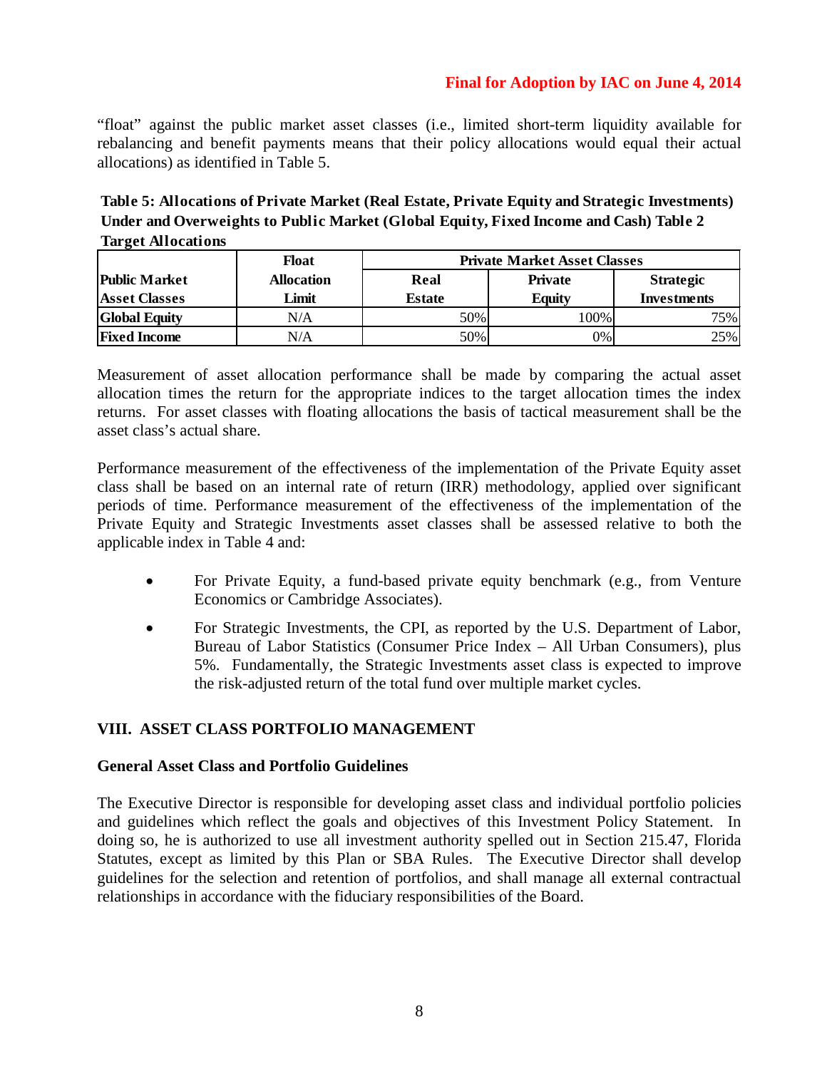**Final for Adoption by IAC on June 4, 2014**

"float" against the public market asset classes (i.e., limited short-term liquidity available for rebalancing and benefit payments means that their policy allocations would equal their actual allocations) as identified in Table 5.

**Table 5: Allocations of Private Market (Real Estate, Private Equity and Strategic Investments) Under and Overweights to Public Market (Global Equity, Fixed Income and Cash) Table 2 Target Allocations**

| Public Market Asset Classes | Float Allocation Limit | Private Market Asset Classes | | |
|---|---|---|---|---|
| | | Real Estate | Private Equity | Strategic Investments |
| **Global Equity** | N/A | 50% | 100% | 75% |
| **Fixed Income** | N/A | 50% | 0% | 25% |

Measurement of asset allocation performance shall be made by comparing the actual asset allocation times the return for the appropriate indices to the target allocation times the index returns. For asset classes with floating allocations the basis of tactical measurement shall be the asset class's actual share.

Performance measurement of the effectiveness of the implementation of the Private Equity asset class shall be based on an internal rate of return (IRR) methodology, applied over significant periods of time. Performance measurement of the effectiveness of the implementation of the Private Equity and Strategic Investments asset classes shall be assessed relative to both the applicable index in Table 4 and:

- For Private Equity, a fund-based private equity benchmark (e.g., from Venture Economics or Cambridge Associates).
- For Strategic Investments, the CPI, as reported by the U.S. Department of Labor, Bureau of Labor Statistics (Consumer Price Index – All Urban Consumers), plus 5%. Fundamentally, the Strategic Investments asset class is expected to improve the risk-adjusted return of the total fund over multiple market cycles.

## VIII. ASSET CLASS PORTFOLIO MANAGEMENT

### General Asset Class and Portfolio Guidelines

The Executive Director is responsible for developing asset class and individual portfolio policies and guidelines which reflect the goals and objectives of this Investment Policy Statement. In doing so, he is authorized to use all investment authority spelled out in Section 215.47, Florida Statutes, except as limited by this Plan or SBA Rules. The Executive Director shall develop guidelines for the selection and retention of portfolios, and shall manage all external contractual relationships in accordance with the fiduciary responsibilities of the Board.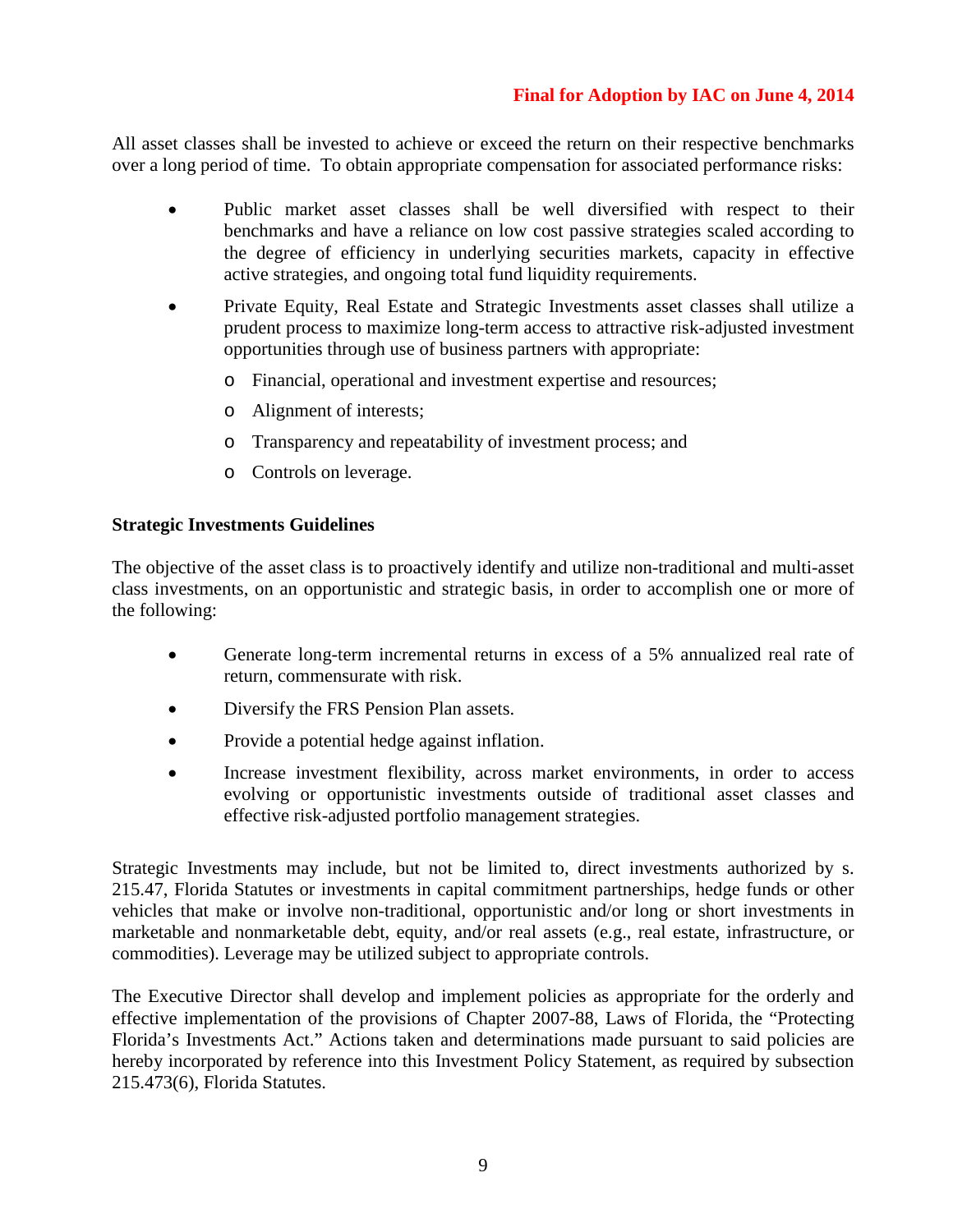All asset classes shall be invested to achieve or exceed the return on their respective benchmarks over a long period of time. To obtain appropriate compensation for associated performance risks:

- Public market asset classes shall be well diversified with respect to their benchmarks and have a reliance on low cost passive strategies scaled according to the degree of efficiency in underlying securities markets, capacity in effective active strategies, and ongoing total fund liquidity requirements.
- Private Equity, Real Estate and Strategic Investments asset classes shall utilize a prudent process to maximize long-term access to attractive risk-adjusted investment opportunities through use of business partners with appropriate:
  - Financial, operational and investment expertise and resources;
  - Alignment of interests;
  - Transparency and repeatability of investment process; and
  - Controls on leverage.

**Strategic Investments Guidelines**

The objective of the asset class is to proactively identify and utilize non-traditional and multi-asset class investments, on an opportunistic and strategic basis, in order to accomplish one or more of the following:

- Generate long-term incremental returns in excess of a 5% annualized real rate of return, commensurate with risk.
- Diversify the FRS Pension Plan assets.
- Provide a potential hedge against inflation.
- Increase investment flexibility, across market environments, in order to access evolving or opportunistic investments outside of traditional asset classes and effective risk-adjusted portfolio management strategies.

Strategic Investments may include, but not be limited to, direct investments authorized by s. 215.47, Florida Statutes or investments in capital commitment partnerships, hedge funds or other vehicles that make or involve non-traditional, opportunistic and/or long or short investments in marketable and nonmarketable debt, equity, and/or real assets (e.g., real estate, infrastructure, or commodities). Leverage may be utilized subject to appropriate controls.

The Executive Director shall develop and implement policies as appropriate for the orderly and effective implementation of the provisions of Chapter 2007-88, Laws of Florida, the "Protecting Florida's Investments Act." Actions taken and determinations made pursuant to said policies are hereby incorporated by reference into this Investment Policy Statement, as required by subsection 215.473(6), Florida Statutes.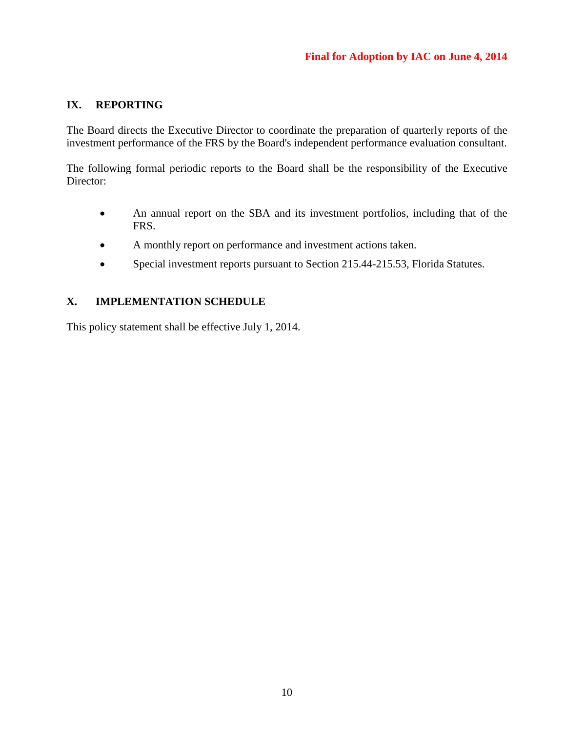**Final for Adoption by IAC on June 4, 2014**

## IX. REPORTING

The Board directs the Executive Director to coordinate the preparation of quarterly reports of the investment performance of the FRS by the Board's independent performance evaluation consultant.

The following formal periodic reports to the Board shall be the responsibility of the Executive Director:

- An annual report on the SBA and its investment portfolios, including that of the FRS.
- A monthly report on performance and investment actions taken.
- Special investment reports pursuant to Section 215.44-215.53, Florida Statutes.

## X. IMPLEMENTATION SCHEDULE

This policy statement shall be effective July 1, 2014.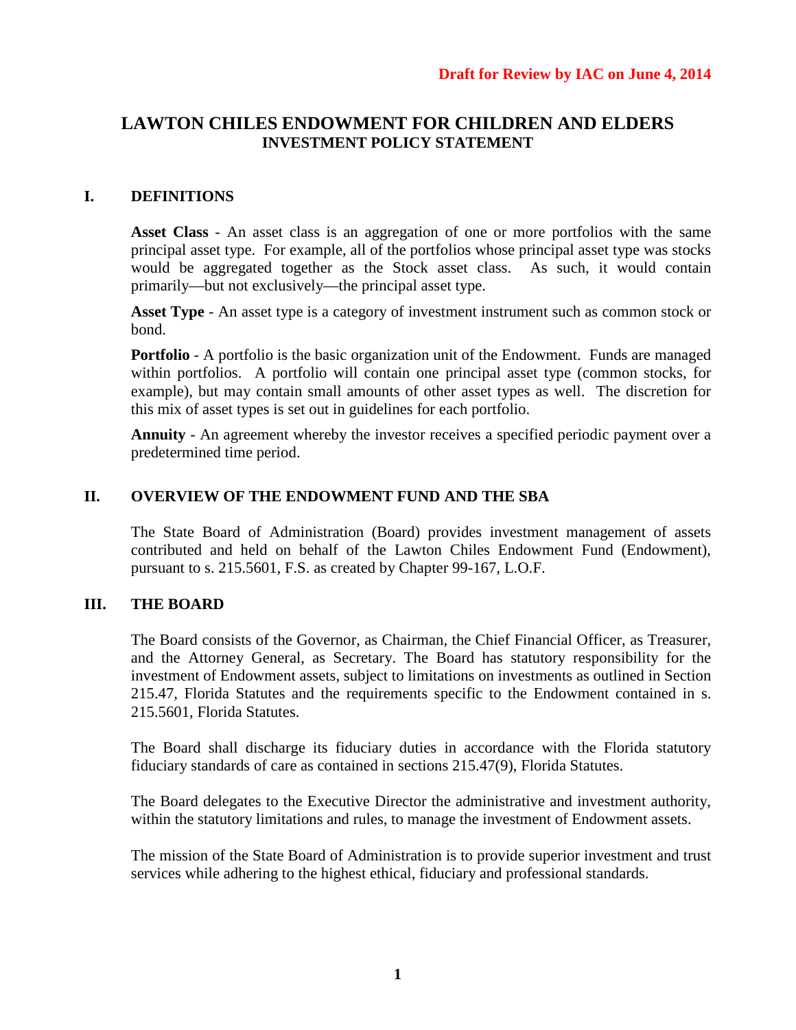**Draft for Review by IAC on June 4, 2014**

# LAWTON CHILES ENDOWMENT FOR CHILDREN AND ELDERS
## INVESTMENT POLICY STATEMENT

## I. DEFINITIONS

**Asset Class** - An asset class is an aggregation of one or more portfolios with the same principal asset type. For example, all of the portfolios whose principal asset type was stocks would be aggregated together as the Stock asset class. As such, it would contain primarily—but not exclusively—the principal asset type.

**Asset Type** - An asset type is a category of investment instrument such as common stock or bond.

**Portfolio** - A portfolio is the basic organization unit of the Endowment. Funds are managed within portfolios. A portfolio will contain one principal asset type (common stocks, for example), but may contain small amounts of other asset types as well. The discretion for this mix of asset types is set out in guidelines for each portfolio.

**Annuity** - An agreement whereby the investor receives a specified periodic payment over a predetermined time period.

## II. OVERVIEW OF THE ENDOWMENT FUND AND THE SBA

The State Board of Administration (Board) provides investment management of assets contributed and held on behalf of the Lawton Chiles Endowment Fund (Endowment), pursuant to s. 215.5601, F.S. as created by Chapter 99-167, L.O.F.

## III. THE BOARD

The Board consists of the Governor, as Chairman, the Chief Financial Officer, as Treasurer, and the Attorney General, as Secretary. The Board has statutory responsibility for the investment of Endowment assets, subject to limitations on investments as outlined in Section 215.47, Florida Statutes and the requirements specific to the Endowment contained in s. 215.5601, Florida Statutes.

The Board shall discharge its fiduciary duties in accordance with the Florida statutory fiduciary standards of care as contained in sections 215.47(9), Florida Statutes.

The Board delegates to the Executive Director the administrative and investment authority, within the statutory limitations and rules, to manage the investment of Endowment assets.

The mission of the State Board of Administration is to provide superior investment and trust services while adhering to the highest ethical, fiduciary and professional standards.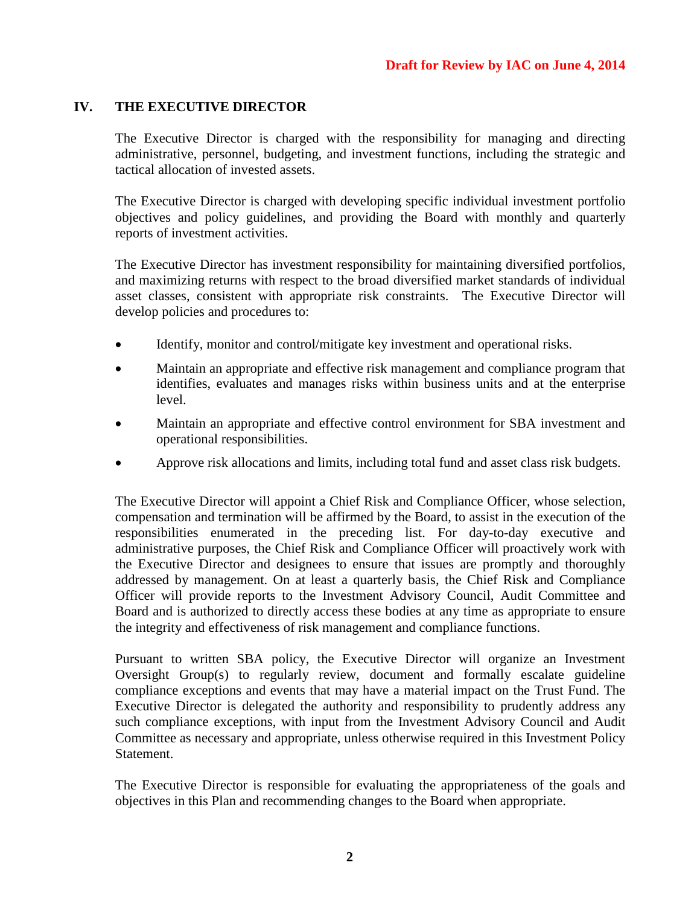**Draft for Review by IAC on June 4, 2014**

## IV. THE EXECUTIVE DIRECTOR

The Executive Director is charged with the responsibility for managing and directing administrative, personnel, budgeting, and investment functions, including the strategic and tactical allocation of invested assets.

The Executive Director is charged with developing specific individual investment portfolio objectives and policy guidelines, and providing the Board with monthly and quarterly reports of investment activities.

The Executive Director has investment responsibility for maintaining diversified portfolios, and maximizing returns with respect to the broad diversified market standards of individual asset classes, consistent with appropriate risk constraints. The Executive Director will develop policies and procedures to:

- Identify, monitor and control/mitigate key investment and operational risks.
- Maintain an appropriate and effective risk management and compliance program that identifies, evaluates and manages risks within business units and at the enterprise level.
- Maintain an appropriate and effective control environment for SBA investment and operational responsibilities.
- Approve risk allocations and limits, including total fund and asset class risk budgets.

The Executive Director will appoint a Chief Risk and Compliance Officer, whose selection, compensation and termination will be affirmed by the Board, to assist in the execution of the responsibilities enumerated in the preceding list. For day-to-day executive and administrative purposes, the Chief Risk and Compliance Officer will proactively work with the Executive Director and designees to ensure that issues are promptly and thoroughly addressed by management. On at least a quarterly basis, the Chief Risk and Compliance Officer will provide reports to the Investment Advisory Council, Audit Committee and Board and is authorized to directly access these bodies at any time as appropriate to ensure the integrity and effectiveness of risk management and compliance functions.

Pursuant to written SBA policy, the Executive Director will organize an Investment Oversight Group(s) to regularly review, document and formally escalate guideline compliance exceptions and events that may have a material impact on the Trust Fund. The Executive Director is delegated the authority and responsibility to prudently address any such compliance exceptions, with input from the Investment Advisory Council and Audit Committee as necessary and appropriate, unless otherwise required in this Investment Policy Statement.

The Executive Director is responsible for evaluating the appropriateness of the goals and objectives in this Plan and recommending changes to the Board when appropriate.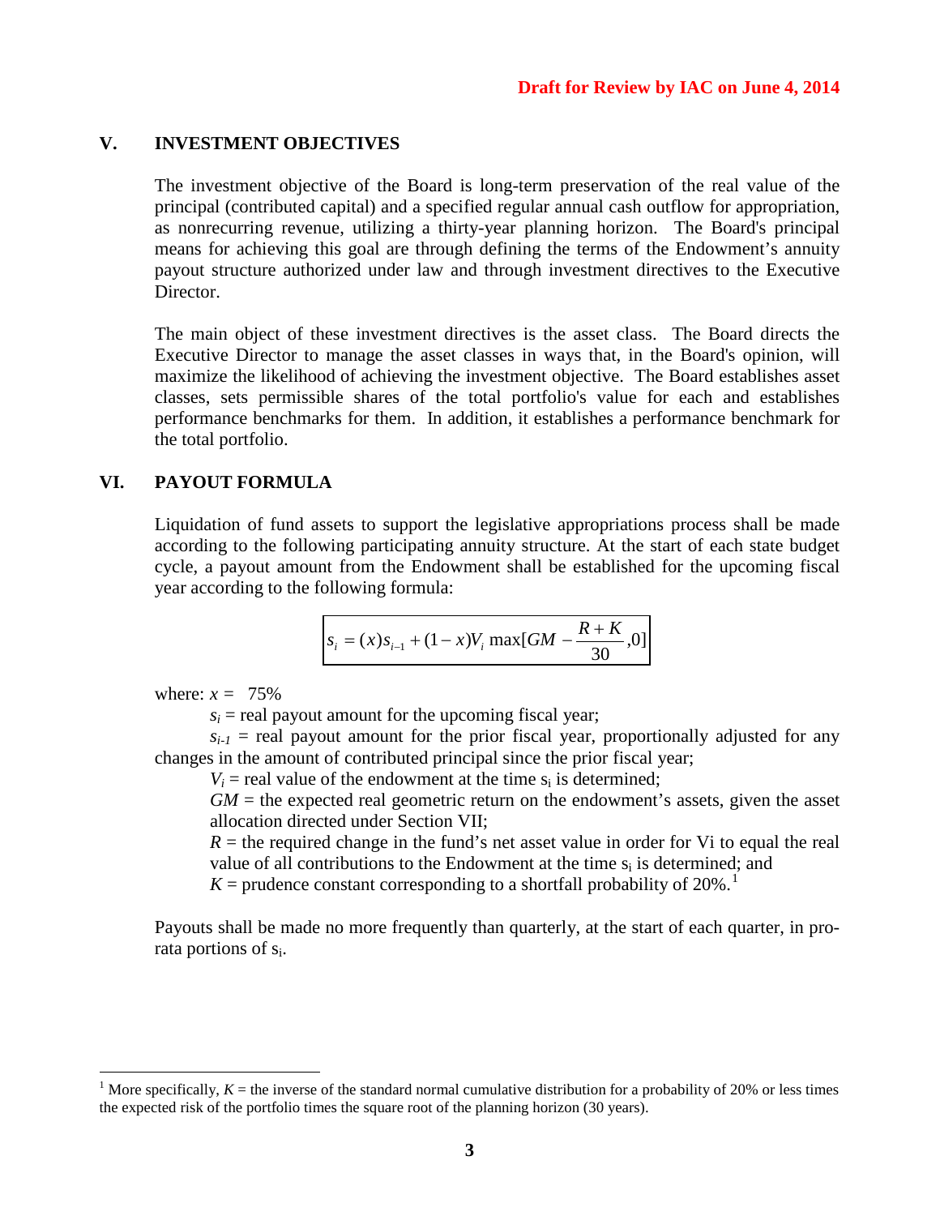**Draft for Review by IAC on June 4, 2014**

## V. INVESTMENT OBJECTIVES

The investment objective of the Board is long-term preservation of the real value of the principal (contributed capital) and a specified regular annual cash outflow for appropriation, as nonrecurring revenue, utilizing a thirty-year planning horizon. The Board's principal means for achieving this goal are through defining the terms of the Endowment's annuity payout structure authorized under law and through investment directives to the Executive Director.

The main object of these investment directives is the asset class. The Board directs the Executive Director to manage the asset classes in ways that, in the Board's opinion, will maximize the likelihood of achieving the investment objective. The Board establishes asset classes, sets permissible shares of the total portfolio's value for each and establishes performance benchmarks for them. In addition, it establishes a performance benchmark for the total portfolio.

## VI. PAYOUT FORMULA

Liquidation of fund assets to support the legislative appropriations process shall be made according to the following participating annuity structure. At the start of each state budget cycle, a payout amount from the Endowment shall be established for the upcoming fiscal year according to the following formula:

$$s_i = (x)s_{i-1} + (1-x)V_i \max[GM - \frac{R+K}{30}, 0]$$

where: $x$ = 75%

$s_i$ = real payout amount for the upcoming fiscal year;

$s_{i-1}$ = real payout amount for the prior fiscal year, proportionally adjusted for any changes in the amount of contributed principal since the prior fiscal year;

$V_i$ = real value of the endowment at the time $s_i$ is determined;

$GM$ = the expected real geometric return on the endowment's assets, given the asset allocation directed under Section VII;

$R$ = the required change in the fund's net asset value in order for Vi to equal the real value of all contributions to the Endowment at the time $s_i$ is determined; and

$K$ = prudence constant corresponding to a shortfall probability of 20%.[1]

Payouts shall be made no more frequently than quarterly, at the start of each quarter, in pro-rata portions of $s_i$.

---

[1] More specifically, $K$ = the inverse of the standard normal cumulative distribution for a probability of 20% or less times the expected risk of the portfolio times the square root of the planning horizon (30 years).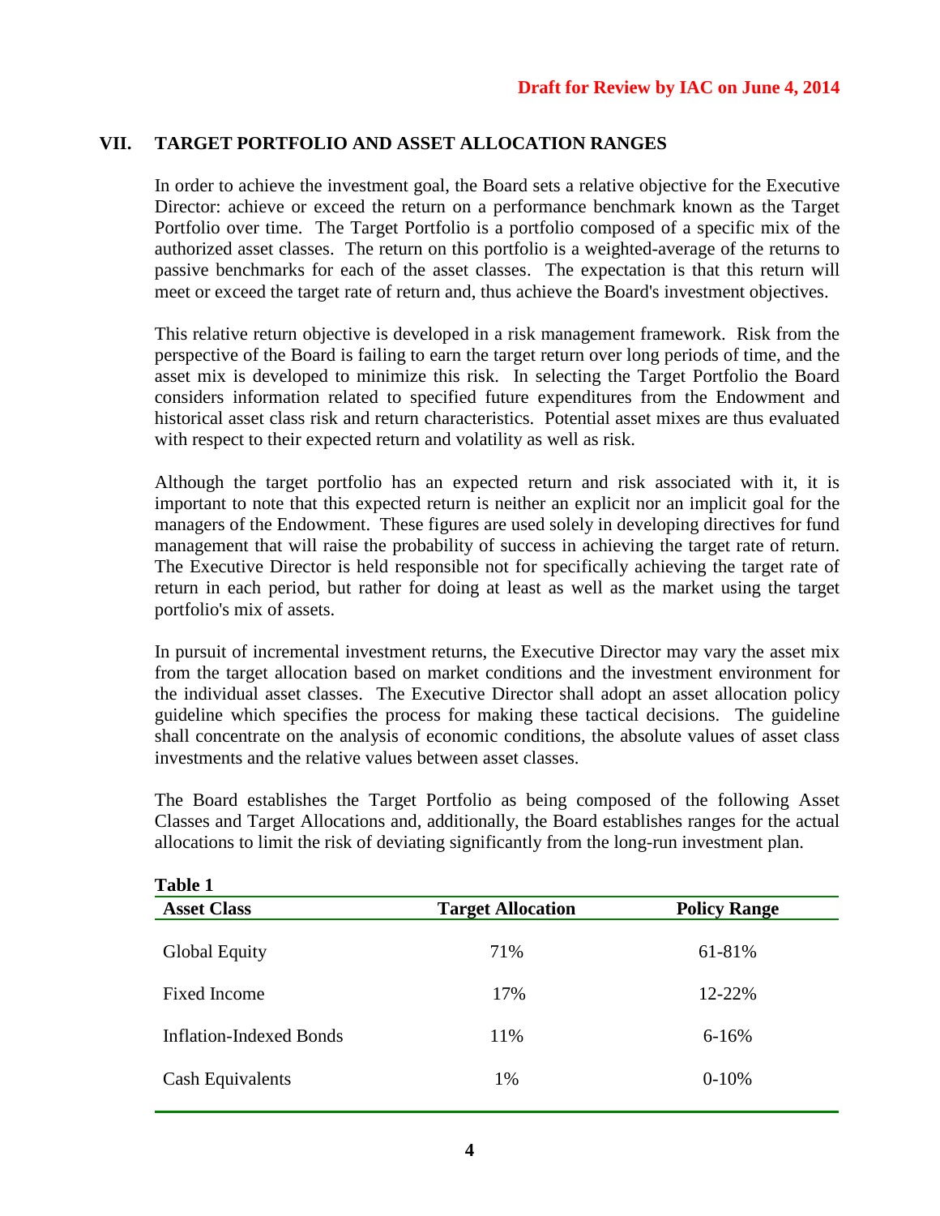Draft for Review by IAC on June 4, 2014

## VII. TARGET PORTFOLIO AND ASSET ALLOCATION RANGES

In order to achieve the investment goal, the Board sets a relative objective for the Executive Director: achieve or exceed the return on a performance benchmark known as the Target Portfolio over time. The Target Portfolio is a portfolio composed of a specific mix of the authorized asset classes. The return on this portfolio is a weighted-average of the returns to passive benchmarks for each of the asset classes. The expectation is that this return will meet or exceed the target rate of return and, thus achieve the Board's investment objectives.

This relative return objective is developed in a risk management framework. Risk from the perspective of the Board is failing to earn the target return over long periods of time, and the asset mix is developed to minimize this risk. In selecting the Target Portfolio the Board considers information related to specified future expenditures from the Endowment and historical asset class risk and return characteristics. Potential asset mixes are thus evaluated with respect to their expected return and volatility as well as risk.

Although the target portfolio has an expected return and risk associated with it, it is important to note that this expected return is neither an explicit nor an implicit goal for the managers of the Endowment. These figures are used solely in developing directives for fund management that will raise the probability of success in achieving the target rate of return. The Executive Director is held responsible not for specifically achieving the target rate of return in each period, but rather for doing at least as well as the market using the target portfolio's mix of assets.

In pursuit of incremental investment returns, the Executive Director may vary the asset mix from the target allocation based on market conditions and the investment environment for the individual asset classes. The Executive Director shall adopt an asset allocation policy guideline which specifies the process for making these tactical decisions. The guideline shall concentrate on the analysis of economic conditions, the absolute values of asset class investments and the relative values between asset classes.

The Board establishes the Target Portfolio as being composed of the following Asset Classes and Target Allocations and, additionally, the Board establishes ranges for the actual allocations to limit the risk of deviating significantly from the long-run investment plan.

**Table 1**

| Asset Class | Target Allocation | Policy Range |
|---|---|---|
| Global Equity | 71% | 61-81% |
| Fixed Income | 17% | 12-22% |
| Inflation-Indexed Bonds | 11% | 6-16% |
| Cash Equivalents | 1% | 0-10% |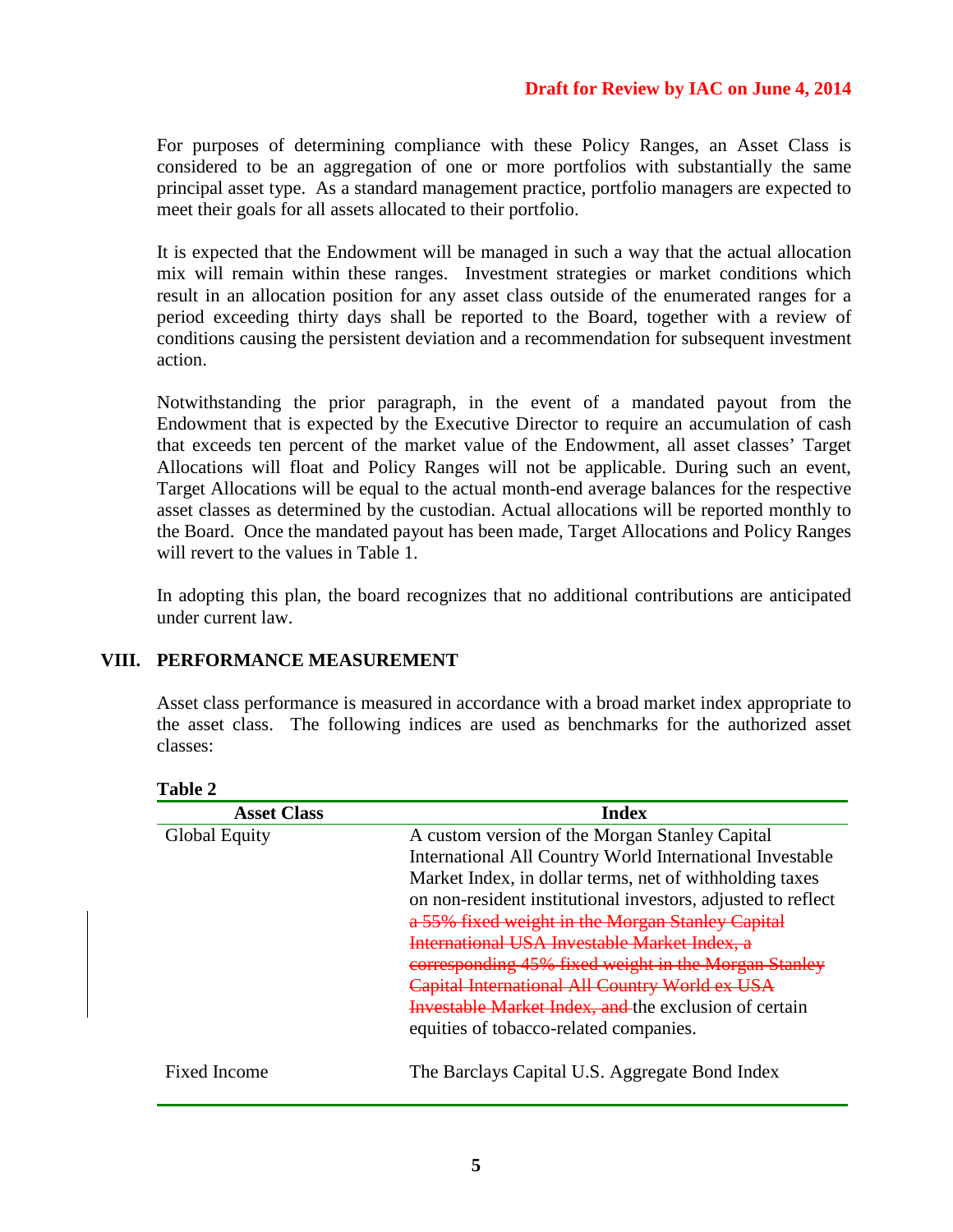**Draft for Review by IAC on June 4, 2014**

For purposes of determining compliance with these Policy Ranges, an Asset Class is considered to be an aggregation of one or more portfolios with substantially the same principal asset type. As a standard management practice, portfolio managers are expected to meet their goals for all assets allocated to their portfolio.

It is expected that the Endowment will be managed in such a way that the actual allocation mix will remain within these ranges. Investment strategies or market conditions which result in an allocation position for any asset class outside of the enumerated ranges for a period exceeding thirty days shall be reported to the Board, together with a review of conditions causing the persistent deviation and a recommendation for subsequent investment action.

Notwithstanding the prior paragraph, in the event of a mandated payout from the Endowment that is expected by the Executive Director to require an accumulation of cash that exceeds ten percent of the market value of the Endowment, all asset classes' Target Allocations will float and Policy Ranges will not be applicable. During such an event, Target Allocations will be equal to the actual month-end average balances for the respective asset classes as determined by the custodian. Actual allocations will be reported monthly to the Board. Once the mandated payout has been made, Target Allocations and Policy Ranges will revert to the values in Table 1.

In adopting this plan, the board recognizes that no additional contributions are anticipated under current law.

## VIII. PERFORMANCE MEASUREMENT

Asset class performance is measured in accordance with a broad market index appropriate to the asset class. The following indices are used as benchmarks for the authorized asset classes:

**Table 2**

| Asset Class | Index |
|---|---|
| Global Equity | A custom version of the Morgan Stanley Capital International All Country World International Investable Market Index, in dollar terms, net of withholding taxes on non-resident institutional investors, adjusted to reflect ~~a 55% fixed weight in the Morgan Stanley Capital International USA Investable Market Index, a corresponding 45% fixed weight in the Morgan Stanley Capital International All Country World ex USA Investable Market Index, and~~ the exclusion of certain equities of tobacco-related companies. |
| Fixed Income | The Barclays Capital U.S. Aggregate Bond Index |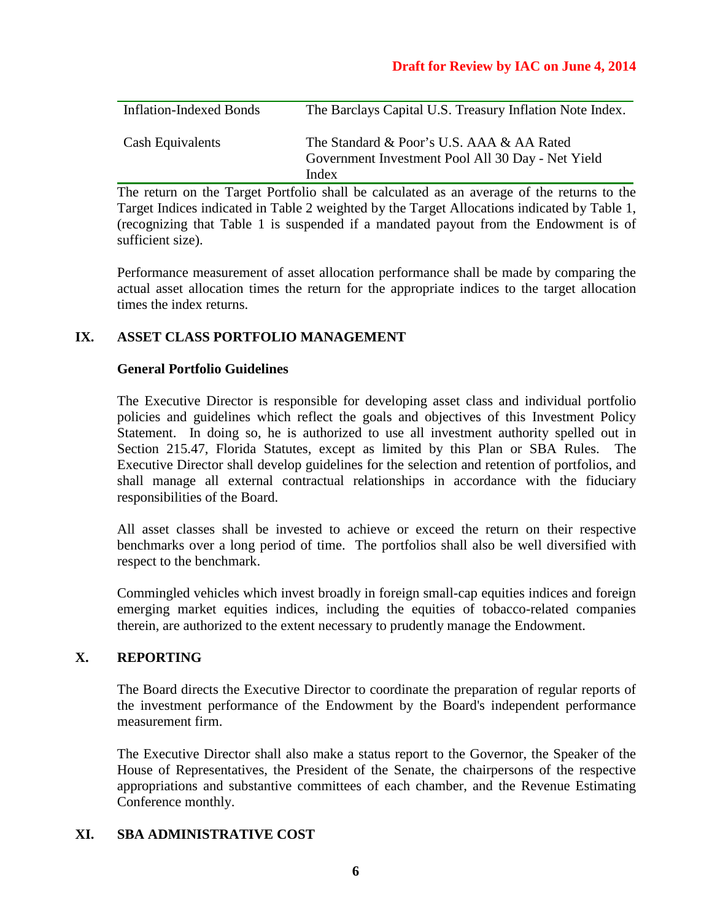| | |
|---|---|
| Inflation-Indexed Bonds | The Barclays Capital U.S. Treasury Inflation Note Index. |
| Cash Equivalents | The Standard & Poor's U.S. AAA & AA Rated Government Investment Pool All 30 Day - Net Yield Index |

The return on the Target Portfolio shall be calculated as an average of the returns to the Target Indices indicated in Table 2 weighted by the Target Allocations indicated by Table 1, (recognizing that Table 1 is suspended if a mandated payout from the Endowment is of sufficient size).

Performance measurement of asset allocation performance shall be made by comparing the actual asset allocation times the return for the appropriate indices to the target allocation times the index returns.

## IX. ASSET CLASS PORTFOLIO MANAGEMENT

### General Portfolio Guidelines

The Executive Director is responsible for developing asset class and individual portfolio policies and guidelines which reflect the goals and objectives of this Investment Policy Statement. In doing so, he is authorized to use all investment authority spelled out in Section 215.47, Florida Statutes, except as limited by this Plan or SBA Rules. The Executive Director shall develop guidelines for the selection and retention of portfolios, and shall manage all external contractual relationships in accordance with the fiduciary responsibilities of the Board.

All asset classes shall be invested to achieve or exceed the return on their respective benchmarks over a long period of time. The portfolios shall also be well diversified with respect to the benchmark.

Commingled vehicles which invest broadly in foreign small-cap equities indices and foreign emerging market equities indices, including the equities of tobacco-related companies therein, are authorized to the extent necessary to prudently manage the Endowment.

## X. REPORTING

The Board directs the Executive Director to coordinate the preparation of regular reports of the investment performance of the Endowment by the Board's independent performance measurement firm.

The Executive Director shall also make a status report to the Governor, the Speaker of the House of Representatives, the President of the Senate, the chairpersons of the respective appropriations and substantive committees of each chamber, and the Revenue Estimating Conference monthly.

## XI. SBA ADMINISTRATIVE COST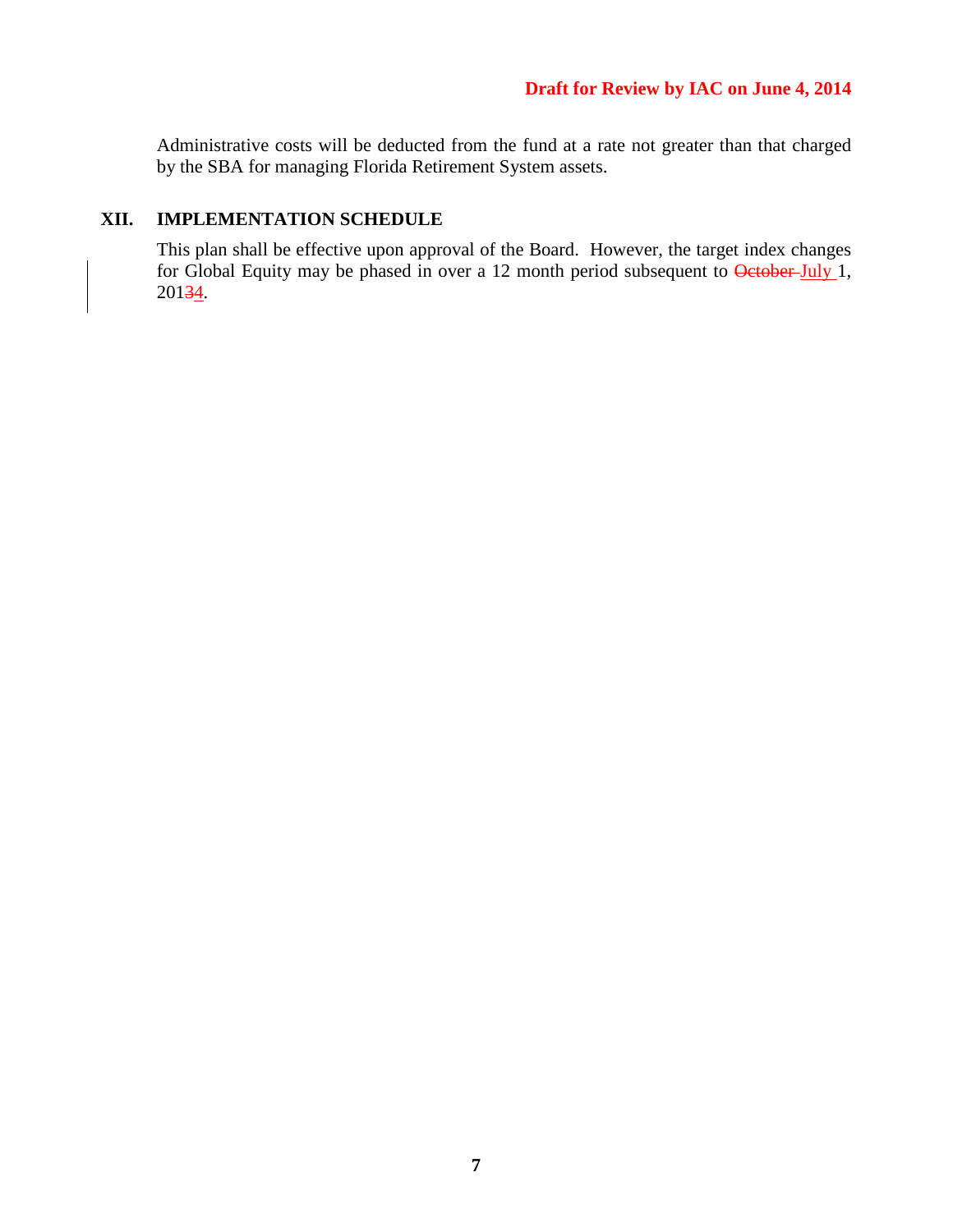Administrative costs will be deducted from the fund at a rate not greater than that charged by the SBA for managing Florida Retirement System assets.

## XII. IMPLEMENTATION SCHEDULE

This plan shall be effective upon approval of the Board. However, the target index changes for Global Equity may be phased in over a 12 month period subsequent to ~~October~~ July 1, 201~~3~~4.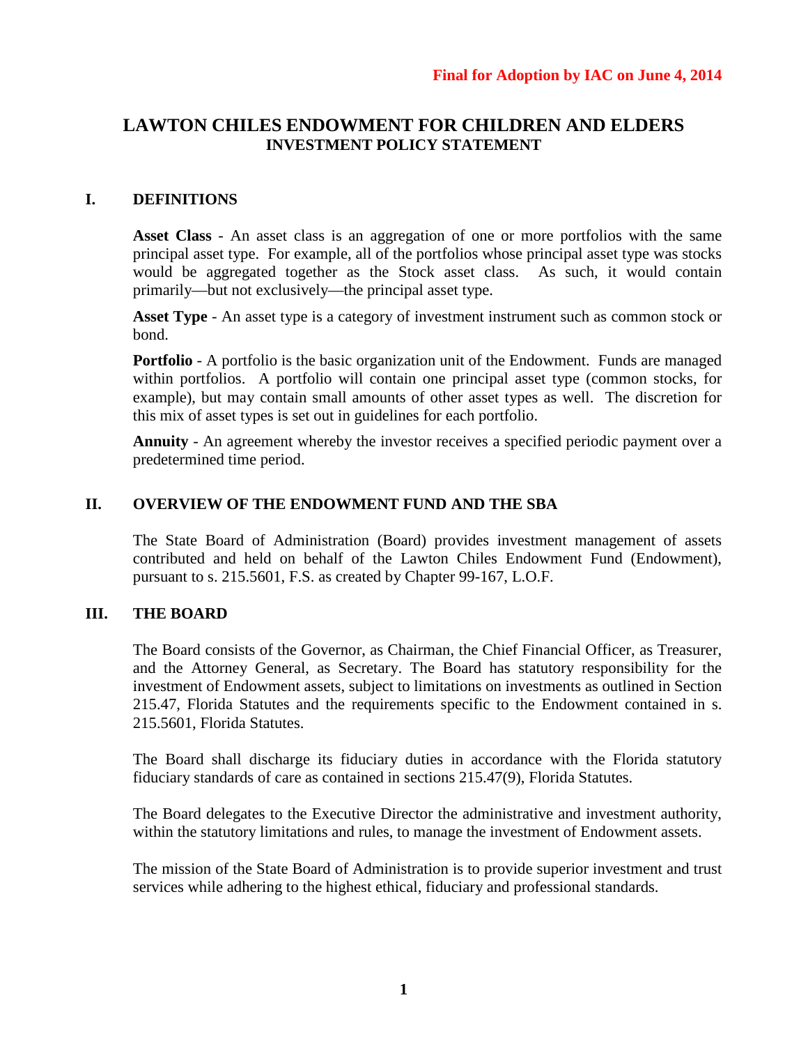**Final for Adoption by IAC on June 4, 2014**

# LAWTON CHILES ENDOWMENT FOR CHILDREN AND ELDERS
## INVESTMENT POLICY STATEMENT

## I. DEFINITIONS

**Asset Class** - An asset class is an aggregation of one or more portfolios with the same principal asset type. For example, all of the portfolios whose principal asset type was stocks would be aggregated together as the Stock asset class. As such, it would contain primarily—but not exclusively—the principal asset type.

**Asset Type** - An asset type is a category of investment instrument such as common stock or bond.

**Portfolio** - A portfolio is the basic organization unit of the Endowment. Funds are managed within portfolios. A portfolio will contain one principal asset type (common stocks, for example), but may contain small amounts of other asset types as well. The discretion for this mix of asset types is set out in guidelines for each portfolio.

**Annuity** - An agreement whereby the investor receives a specified periodic payment over a predetermined time period.

## II. OVERVIEW OF THE ENDOWMENT FUND AND THE SBA

The State Board of Administration (Board) provides investment management of assets contributed and held on behalf of the Lawton Chiles Endowment Fund (Endowment), pursuant to s. 215.5601, F.S. as created by Chapter 99-167, L.O.F.

## III. THE BOARD

The Board consists of the Governor, as Chairman, the Chief Financial Officer, as Treasurer, and the Attorney General, as Secretary. The Board has statutory responsibility for the investment of Endowment assets, subject to limitations on investments as outlined in Section 215.47, Florida Statutes and the requirements specific to the Endowment contained in s. 215.5601, Florida Statutes.

The Board shall discharge its fiduciary duties in accordance with the Florida statutory fiduciary standards of care as contained in sections 215.47(9), Florida Statutes.

The Board delegates to the Executive Director the administrative and investment authority, within the statutory limitations and rules, to manage the investment of Endowment assets.

The mission of the State Board of Administration is to provide superior investment and trust services while adhering to the highest ethical, fiduciary and professional standards.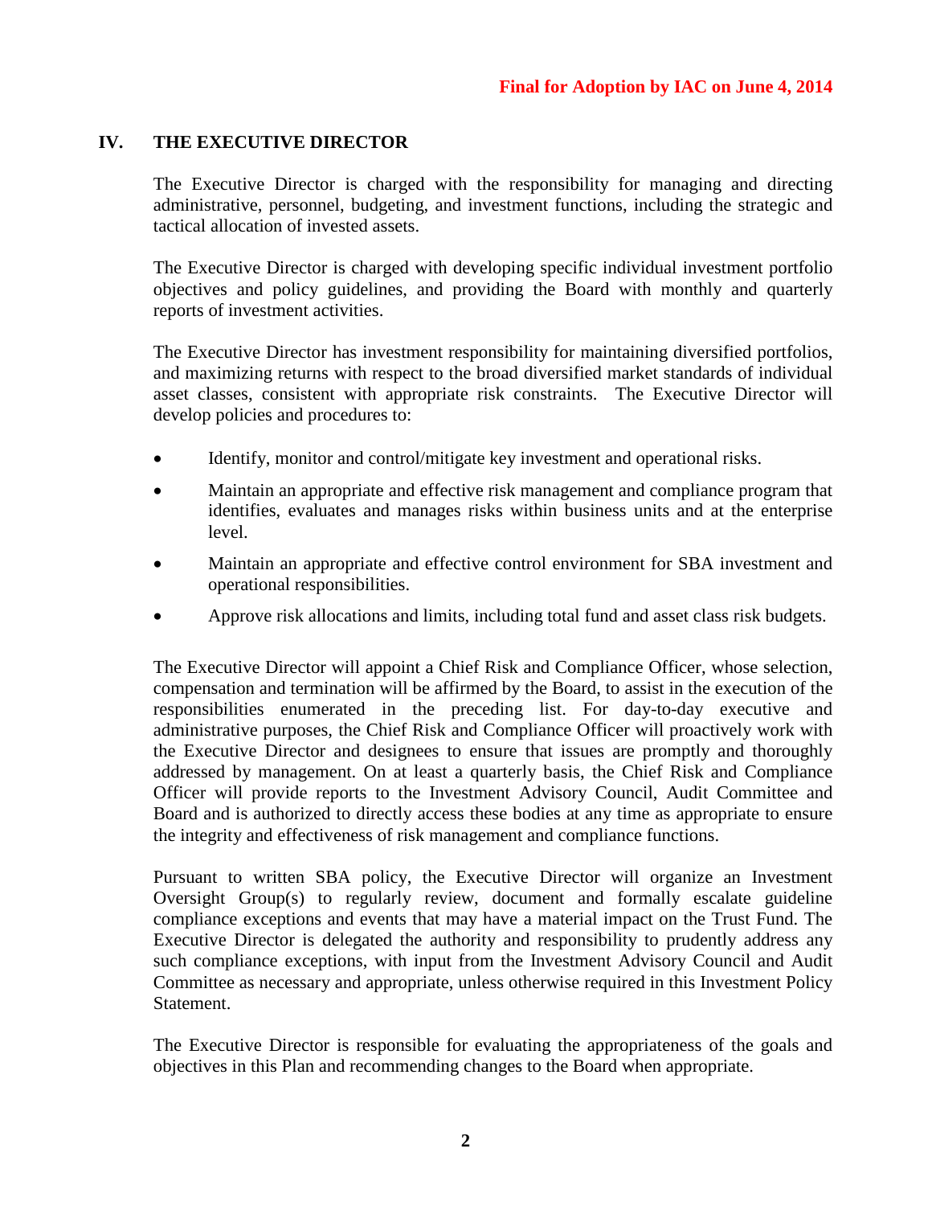**Final for Adoption by IAC on June 4, 2014**

## IV. THE EXECUTIVE DIRECTOR

The Executive Director is charged with the responsibility for managing and directing administrative, personnel, budgeting, and investment functions, including the strategic and tactical allocation of invested assets.

The Executive Director is charged with developing specific individual investment portfolio objectives and policy guidelines, and providing the Board with monthly and quarterly reports of investment activities.

The Executive Director has investment responsibility for maintaining diversified portfolios, and maximizing returns with respect to the broad diversified market standards of individual asset classes, consistent with appropriate risk constraints. The Executive Director will develop policies and procedures to:

- Identify, monitor and control/mitigate key investment and operational risks.
- Maintain an appropriate and effective risk management and compliance program that identifies, evaluates and manages risks within business units and at the enterprise level.
- Maintain an appropriate and effective control environment for SBA investment and operational responsibilities.
- Approve risk allocations and limits, including total fund and asset class risk budgets.

The Executive Director will appoint a Chief Risk and Compliance Officer, whose selection, compensation and termination will be affirmed by the Board, to assist in the execution of the responsibilities enumerated in the preceding list. For day-to-day executive and administrative purposes, the Chief Risk and Compliance Officer will proactively work with the Executive Director and designees to ensure that issues are promptly and thoroughly addressed by management. On at least a quarterly basis, the Chief Risk and Compliance Officer will provide reports to the Investment Advisory Council, Audit Committee and Board and is authorized to directly access these bodies at any time as appropriate to ensure the integrity and effectiveness of risk management and compliance functions.

Pursuant to written SBA policy, the Executive Director will organize an Investment Oversight Group(s) to regularly review, document and formally escalate guideline compliance exceptions and events that may have a material impact on the Trust Fund. The Executive Director is delegated the authority and responsibility to prudently address any such compliance exceptions, with input from the Investment Advisory Council and Audit Committee as necessary and appropriate, unless otherwise required in this Investment Policy Statement.

The Executive Director is responsible for evaluating the appropriateness of the goals and objectives in this Plan and recommending changes to the Board when appropriate.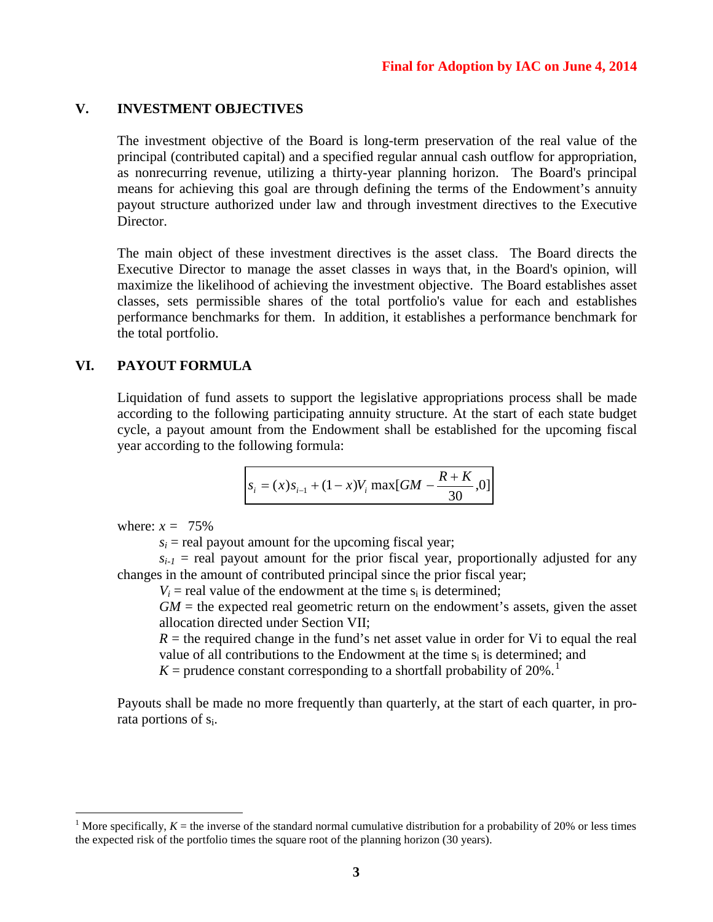**Final for Adoption by IAC on June 4, 2014**

## V. INVESTMENT OBJECTIVES

The investment objective of the Board is long-term preservation of the real value of the principal (contributed capital) and a specified regular annual cash outflow for appropriation, as nonrecurring revenue, utilizing a thirty-year planning horizon. The Board's principal means for achieving this goal are through defining the terms of the Endowment's annuity payout structure authorized under law and through investment directives to the Executive Director.

The main object of these investment directives is the asset class. The Board directs the Executive Director to manage the asset classes in ways that, in the Board's opinion, will maximize the likelihood of achieving the investment objective. The Board establishes asset classes, sets permissible shares of the total portfolio's value for each and establishes performance benchmarks for them. In addition, it establishes a performance benchmark for the total portfolio.

## VI. PAYOUT FORMULA

Liquidation of fund assets to support the legislative appropriations process shall be made according to the following participating annuity structure. At the start of each state budget cycle, a payout amount from the Endowment shall be established for the upcoming fiscal year according to the following formula:

$$s_i = (x)s_{i-1} + (1-x)V_i \max[GM - \frac{R+K}{30}, 0]$$

where: $x =$ 75%

$s_i$ = real payout amount for the upcoming fiscal year;

$s_{i-1}$ = real payout amount for the prior fiscal year, proportionally adjusted for any changes in the amount of contributed principal since the prior fiscal year;

$V_i$ = real value of the endowment at the time $s_i$ is determined;

$GM$ = the expected real geometric return on the endowment's assets, given the asset allocation directed under Section VII;

$R$ = the required change in the fund's net asset value in order for Vi to equal the real value of all contributions to the Endowment at the time $s_i$ is determined; and

$K$ = prudence constant corresponding to a shortfall probability of 20%.[1]

Payouts shall be made no more frequently than quarterly, at the start of each quarter, in pro-rata portions of $s_i$.

[1] More specifically, $K$ = the inverse of the standard normal cumulative distribution for a probability of 20% or less times the expected risk of the portfolio times the square root of the planning horizon (30 years).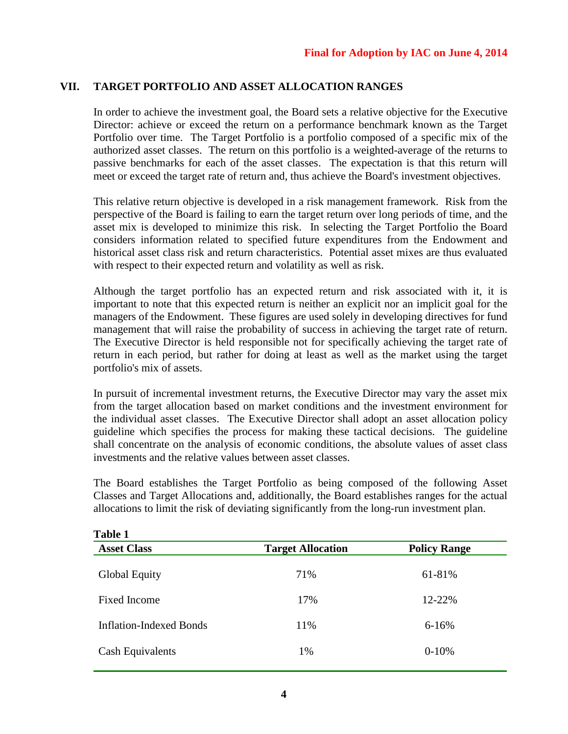**Final for Adoption by IAC on June 4, 2014**

## VII. TARGET PORTFOLIO AND ASSET ALLOCATION RANGES

In order to achieve the investment goal, the Board sets a relative objective for the Executive Director: achieve or exceed the return on a performance benchmark known as the Target Portfolio over time. The Target Portfolio is a portfolio composed of a specific mix of the authorized asset classes. The return on this portfolio is a weighted-average of the returns to passive benchmarks for each of the asset classes. The expectation is that this return will meet or exceed the target rate of return and, thus achieve the Board's investment objectives.

This relative return objective is developed in a risk management framework. Risk from the perspective of the Board is failing to earn the target return over long periods of time, and the asset mix is developed to minimize this risk. In selecting the Target Portfolio the Board considers information related to specified future expenditures from the Endowment and historical asset class risk and return characteristics. Potential asset mixes are thus evaluated with respect to their expected return and volatility as well as risk.

Although the target portfolio has an expected return and risk associated with it, it is important to note that this expected return is neither an explicit nor an implicit goal for the managers of the Endowment. These figures are used solely in developing directives for fund management that will raise the probability of success in achieving the target rate of return. The Executive Director is held responsible not for specifically achieving the target rate of return in each period, but rather for doing at least as well as the market using the target portfolio's mix of assets.

In pursuit of incremental investment returns, the Executive Director may vary the asset mix from the target allocation based on market conditions and the investment environment for the individual asset classes. The Executive Director shall adopt an asset allocation policy guideline which specifies the process for making these tactical decisions. The guideline shall concentrate on the analysis of economic conditions, the absolute values of asset class investments and the relative values between asset classes.

The Board establishes the Target Portfolio as being composed of the following Asset Classes and Target Allocations and, additionally, the Board establishes ranges for the actual allocations to limit the risk of deviating significantly from the long-run investment plan.

**Table 1**

| Asset Class | Target Allocation | Policy Range |
|---|---|---|
| Global Equity | 71% | 61-81% |
| Fixed Income | 17% | 12-22% |
| Inflation-Indexed Bonds | 11% | 6-16% |
| Cash Equivalents | 1% | 0-10% |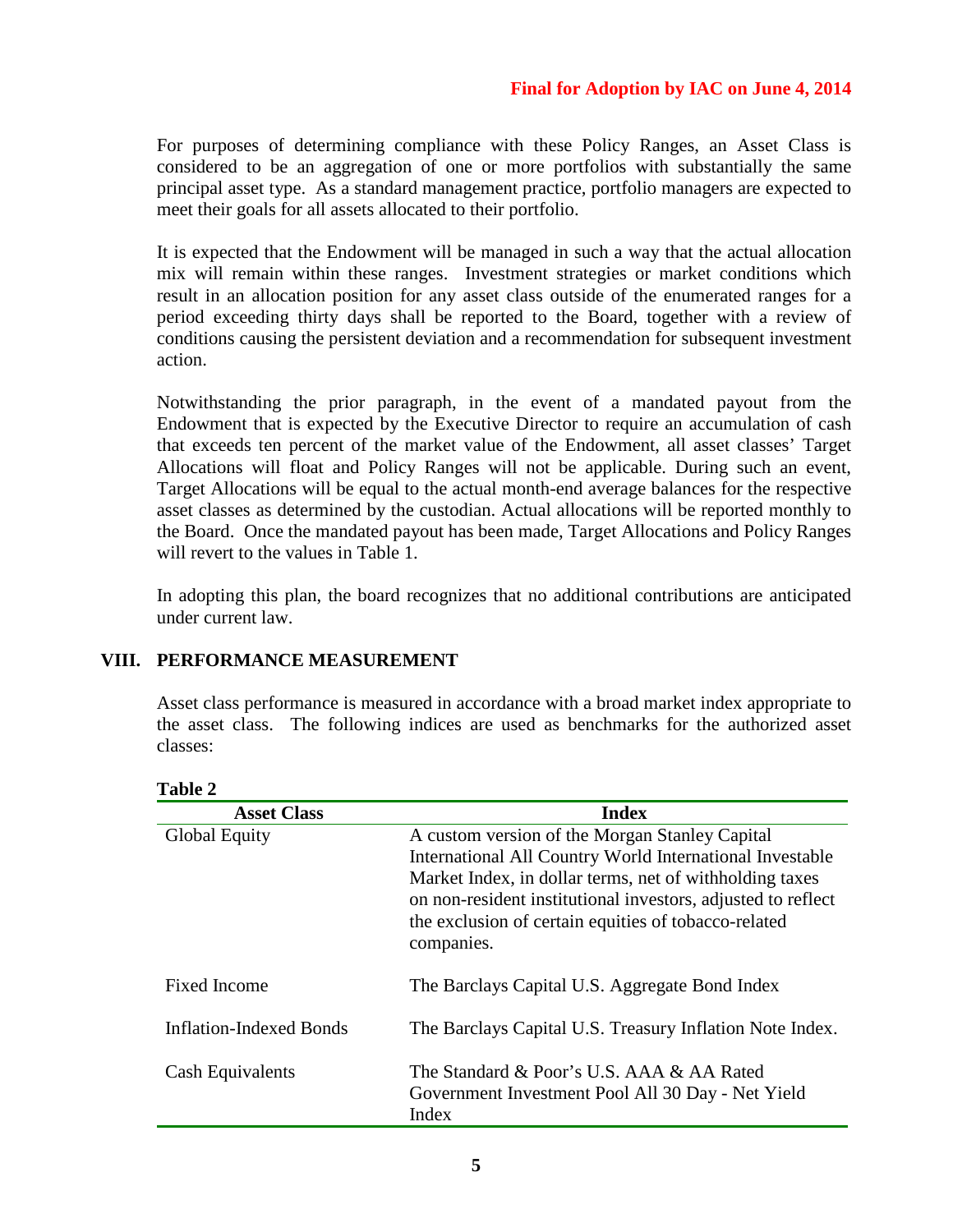Final for Adoption by IAC on June 4, 2014

For purposes of determining compliance with these Policy Ranges, an Asset Class is considered to be an aggregation of one or more portfolios with substantially the same principal asset type. As a standard management practice, portfolio managers are expected to meet their goals for all assets allocated to their portfolio.

It is expected that the Endowment will be managed in such a way that the actual allocation mix will remain within these ranges. Investment strategies or market conditions which result in an allocation position for any asset class outside of the enumerated ranges for a period exceeding thirty days shall be reported to the Board, together with a review of conditions causing the persistent deviation and a recommendation for subsequent investment action.

Notwithstanding the prior paragraph, in the event of a mandated payout from the Endowment that is expected by the Executive Director to require an accumulation of cash that exceeds ten percent of the market value of the Endowment, all asset classes' Target Allocations will float and Policy Ranges will not be applicable. During such an event, Target Allocations will be equal to the actual month-end average balances for the respective asset classes as determined by the custodian. Actual allocations will be reported monthly to the Board. Once the mandated payout has been made, Target Allocations and Policy Ranges will revert to the values in Table 1.

In adopting this plan, the board recognizes that no additional contributions are anticipated under current law.

## VIII. PERFORMANCE MEASUREMENT

Asset class performance is measured in accordance with a broad market index appropriate to the asset class. The following indices are used as benchmarks for the authorized asset classes:

**Table 2**

| Asset Class | Index |
|---|---|
| Global Equity | A custom version of the Morgan Stanley Capital International All Country World International Investable Market Index, in dollar terms, net of withholding taxes on non-resident institutional investors, adjusted to reflect the exclusion of certain equities of tobacco-related companies. |
| Fixed Income | The Barclays Capital U.S. Aggregate Bond Index |
| Inflation-Indexed Bonds | The Barclays Capital U.S. Treasury Inflation Note Index. |
| Cash Equivalents | The Standard & Poor's U.S. AAA & AA Rated Government Investment Pool All 30 Day - Net Yield Index |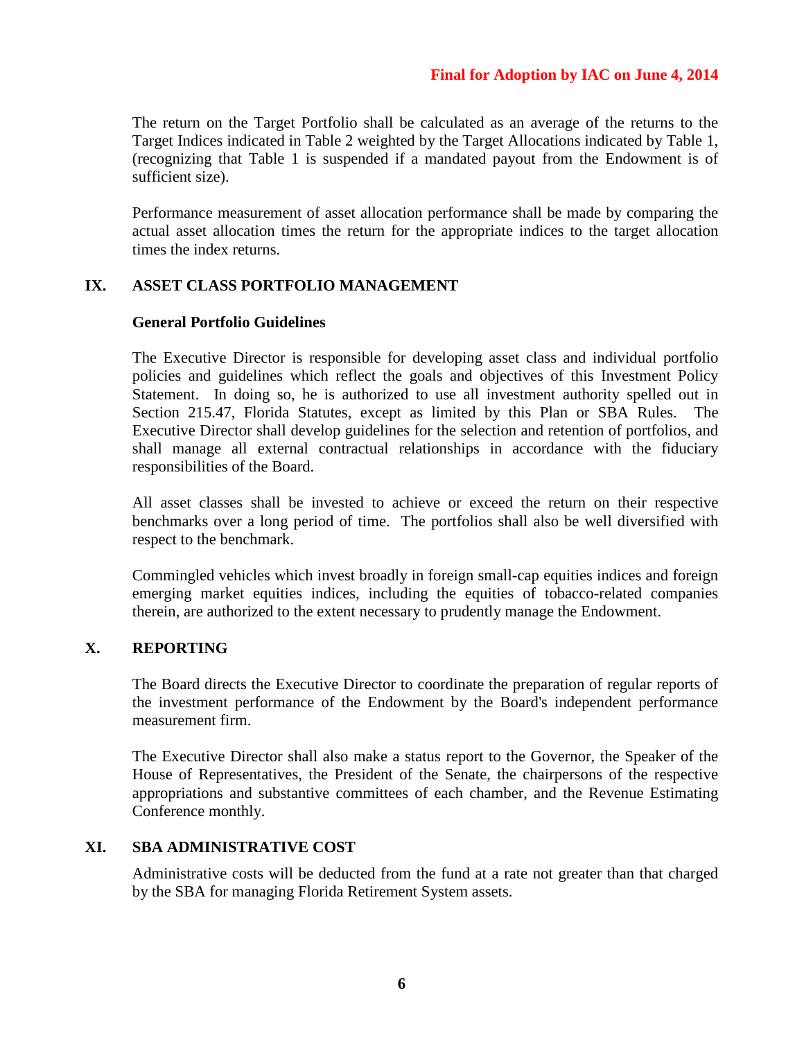The return on the Target Portfolio shall be calculated as an average of the returns to the Target Indices indicated in Table 2 weighted by the Target Allocations indicated by Table 1, (recognizing that Table 1 is suspended if a mandated payout from the Endowment is of sufficient size).

Performance measurement of asset allocation performance shall be made by comparing the actual asset allocation times the return for the appropriate indices to the target allocation times the index returns.

## IX. ASSET CLASS PORTFOLIO MANAGEMENT

### General Portfolio Guidelines

The Executive Director is responsible for developing asset class and individual portfolio policies and guidelines which reflect the goals and objectives of this Investment Policy Statement. In doing so, he is authorized to use all investment authority spelled out in Section 215.47, Florida Statutes, except as limited by this Plan or SBA Rules. The Executive Director shall develop guidelines for the selection and retention of portfolios, and shall manage all external contractual relationships in accordance with the fiduciary responsibilities of the Board.

All asset classes shall be invested to achieve or exceed the return on their respective benchmarks over a long period of time. The portfolios shall also be well diversified with respect to the benchmark.

Commingled vehicles which invest broadly in foreign small-cap equities indices and foreign emerging market equities indices, including the equities of tobacco-related companies therein, are authorized to the extent necessary to prudently manage the Endowment.

## X. REPORTING

The Board directs the Executive Director to coordinate the preparation of regular reports of the investment performance of the Endowment by the Board's independent performance measurement firm.

The Executive Director shall also make a status report to the Governor, the Speaker of the House of Representatives, the President of the Senate, the chairpersons of the respective appropriations and substantive committees of each chamber, and the Revenue Estimating Conference monthly.

## XI. SBA ADMINISTRATIVE COST

Administrative costs will be deducted from the fund at a rate not greater than that charged by the SBA for managing Florida Retirement System assets.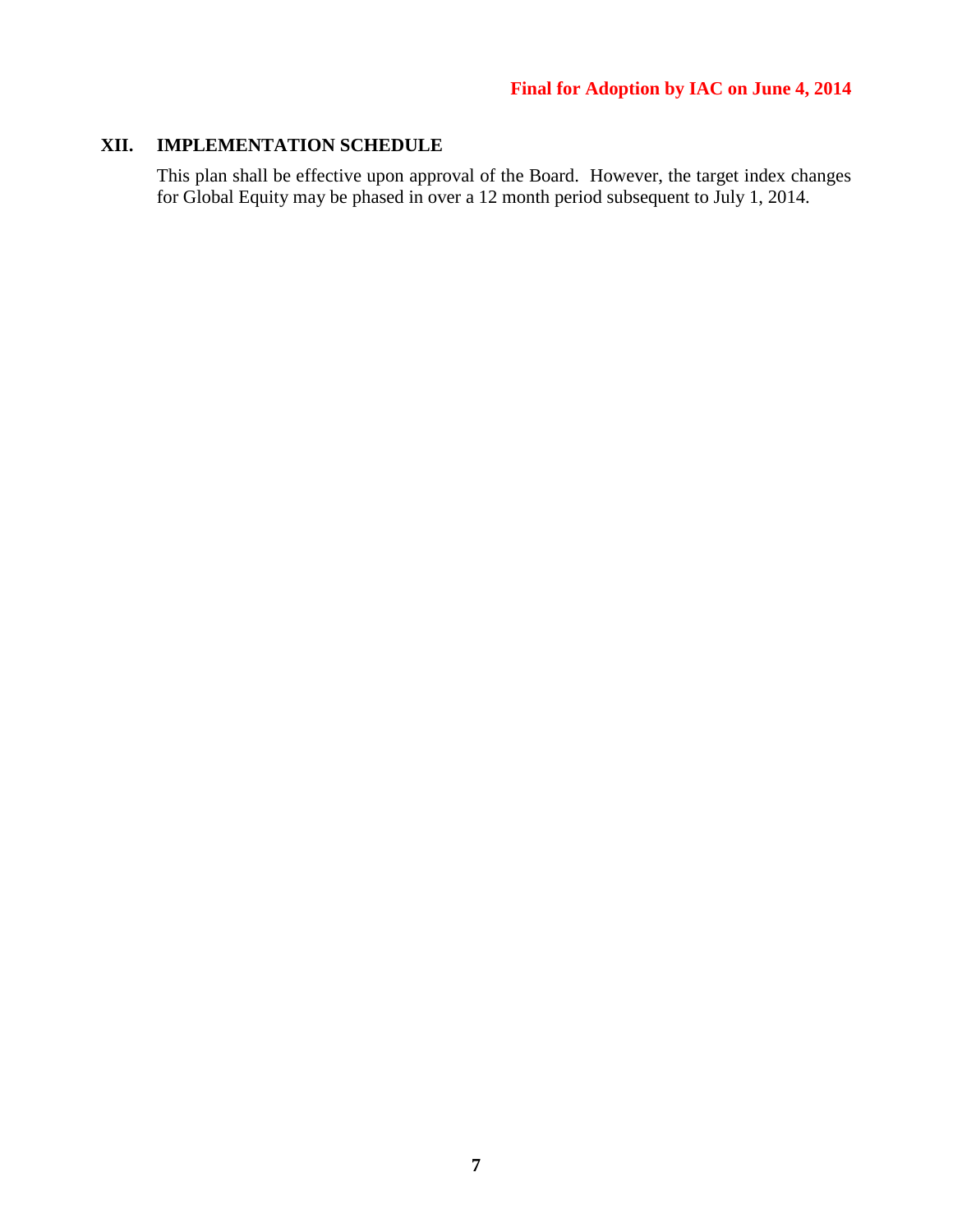**Final for Adoption by IAC on June 4, 2014**

## XII. IMPLEMENTATION SCHEDULE

This plan shall be effective upon approval of the Board. However, the target index changes for Global Equity may be phased in over a 12 month period subsequent to July 1, 2014.